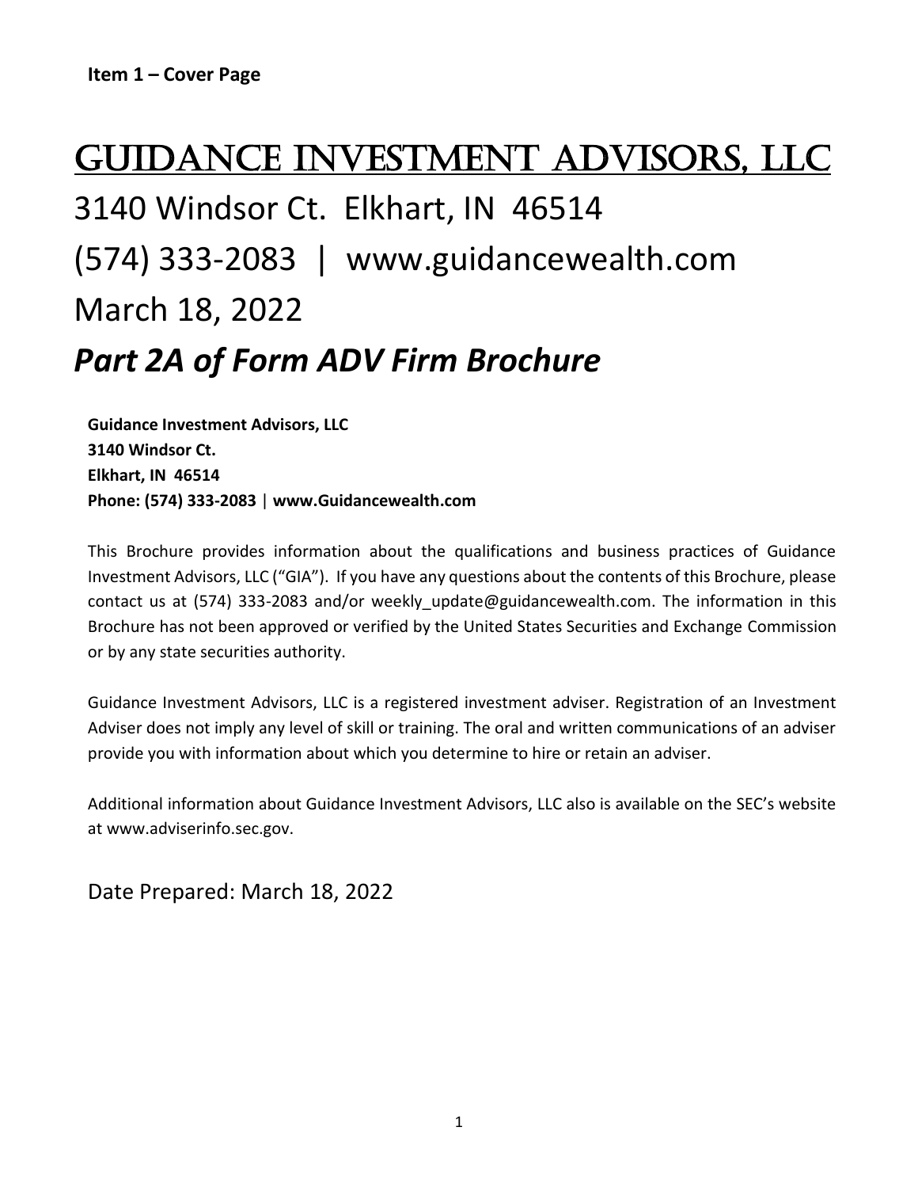**Item 1 – Cover Page**

# GUIDANCE INVESTMENT ADVISORS, LLC

## 3140 Windsor Ct. Elkhart, IN 46514

## (574) 333-2083 | www.guidancewealth.com

## March 18, 2022

## *Part 2A of Form ADV Firm Brochure*

**Guidance Investment Advisors, LLC**
**3140 Windsor Ct.**
**Elkhart, IN 46514**
**Phone: (574) 333-2083** | **www.Guidancewealth.com**

This Brochure provides information about the qualifications and business practices of Guidance Investment Advisors, LLC ("GIA"). If you have any questions about the contents of this Brochure, please contact us at (574) 333-2083 and/or weekly_update@guidancewealth.com. The information in this Brochure has not been approved or verified by the United States Securities and Exchange Commission or by any state securities authority.

Guidance Investment Advisors, LLC is a registered investment adviser. Registration of an Investment Adviser does not imply any level of skill or training. The oral and written communications of an adviser provide you with information about which you determine to hire or retain an adviser.

Additional information about Guidance Investment Advisors, LLC also is available on the SEC's website at www.adviserinfo.sec.gov.

Date Prepared: March 18, 2022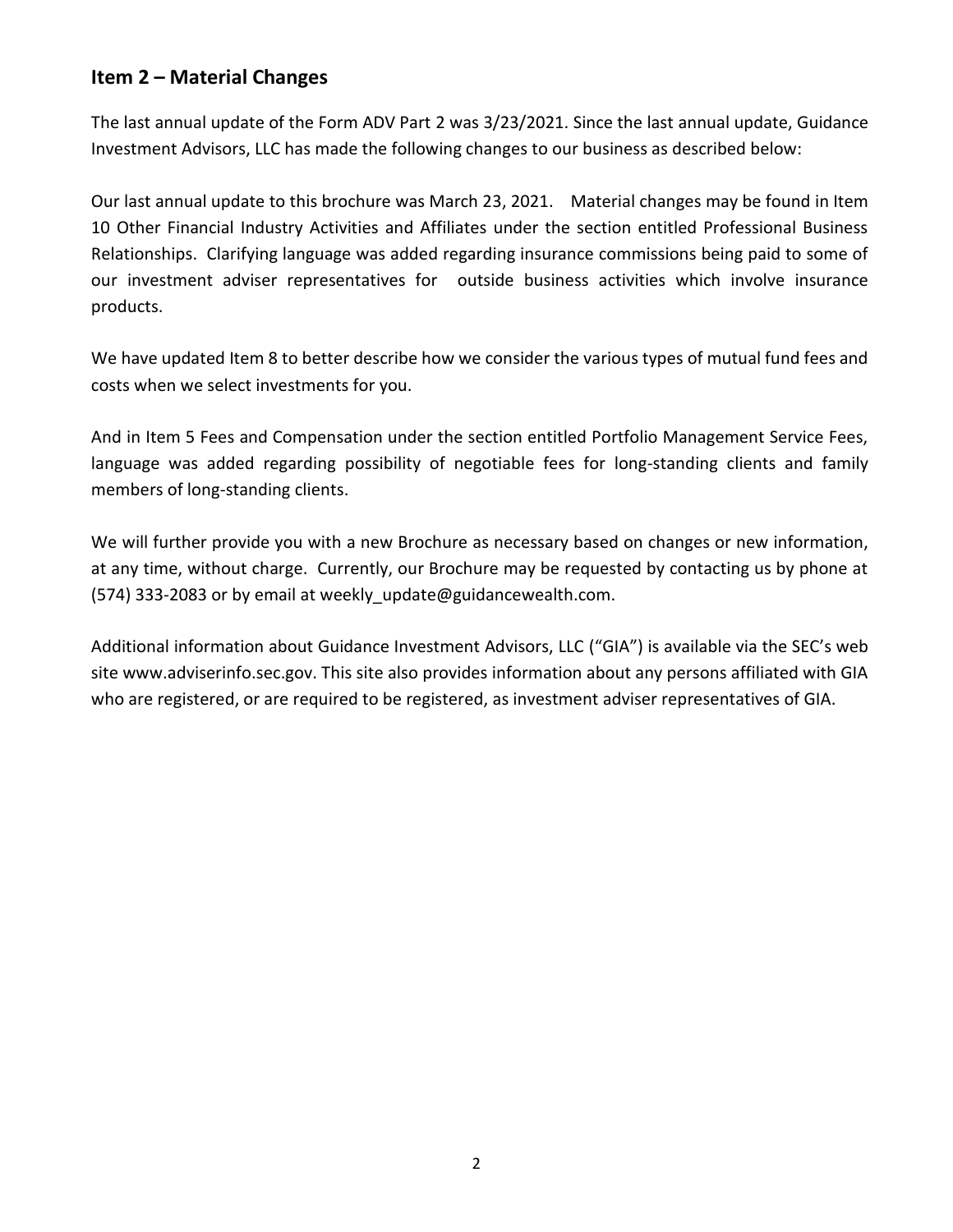## Item 2 – Material Changes

The last annual update of the Form ADV Part 2 was 3/23/2021. Since the last annual update, Guidance Investment Advisors, LLC has made the following changes to our business as described below:

Our last annual update to this brochure was March 23, 2021. Material changes may be found in Item 10 Other Financial Industry Activities and Affiliates under the section entitled Professional Business Relationships. Clarifying language was added regarding insurance commissions being paid to some of our investment adviser representatives for outside business activities which involve insurance products.

We have updated Item 8 to better describe how we consider the various types of mutual fund fees and costs when we select investments for you.

And in Item 5 Fees and Compensation under the section entitled Portfolio Management Service Fees, language was added regarding possibility of negotiable fees for long-standing clients and family members of long-standing clients.

We will further provide you with a new Brochure as necessary based on changes or new information, at any time, without charge. Currently, our Brochure may be requested by contacting us by phone at (574) 333-2083 or by email at weekly_update@guidancewealth.com.

Additional information about Guidance Investment Advisors, LLC ("GIA") is available via the SEC's web site www.adviserinfo.sec.gov. This site also provides information about any persons affiliated with GIA who are registered, or are required to be registered, as investment adviser representatives of GIA.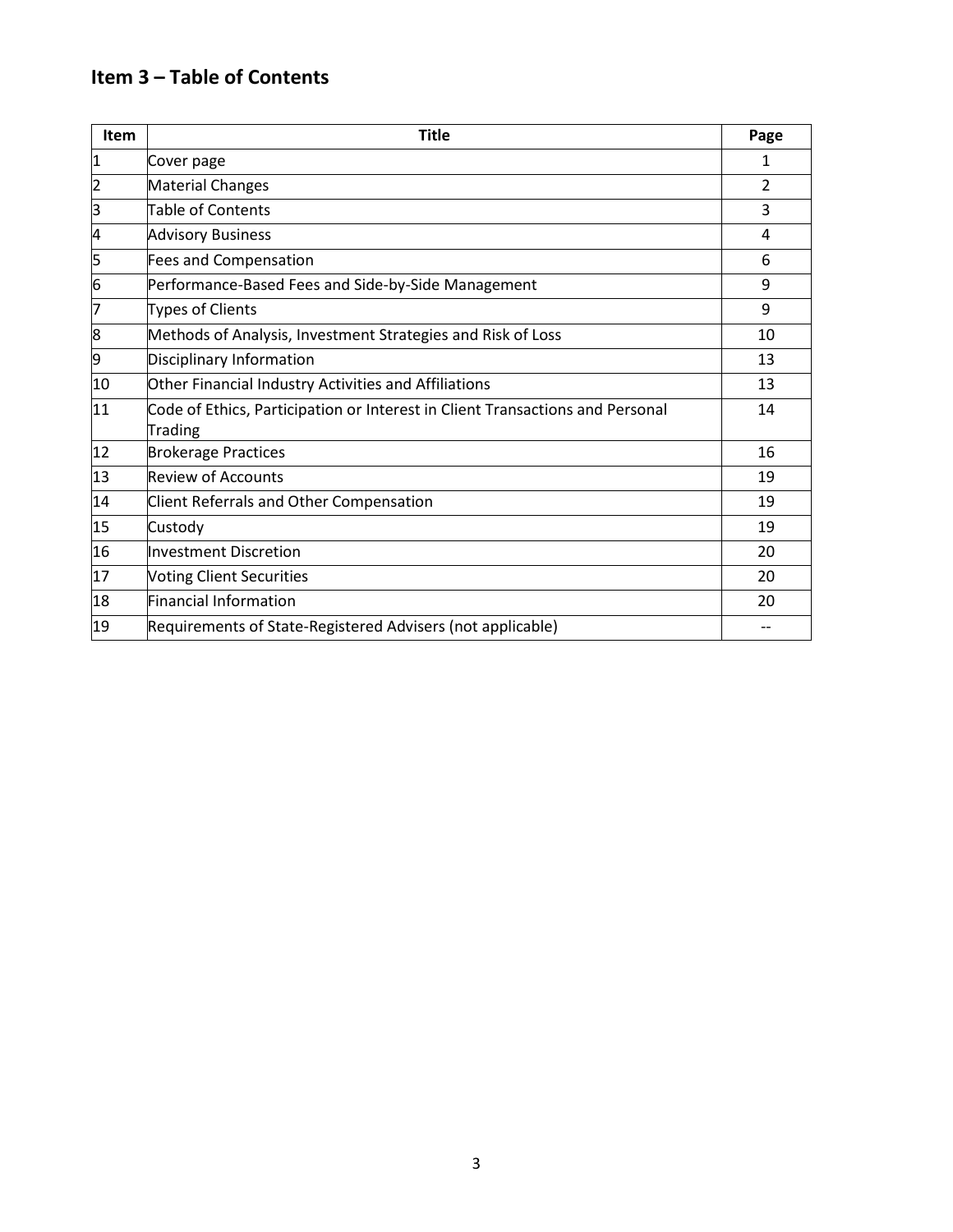## Item 3 – Table of Contents

| Item | Title | Page |
|---|---|---|
| 1 | Cover page | 1 |
| 2 | Material Changes | 2 |
| 3 | Table of Contents | 3 |
| 4 | Advisory Business | 4 |
| 5 | Fees and Compensation | 6 |
| 6 | Performance-Based Fees and Side-by-Side Management | 9 |
| 7 | Types of Clients | 9 |
| 8 | Methods of Analysis, Investment Strategies and Risk of Loss | 10 |
| 9 | Disciplinary Information | 13 |
| 10 | Other Financial Industry Activities and Affiliations | 13 |
| 11 | Code of Ethics, Participation or Interest in Client Transactions and Personal Trading | 14 |
| 12 | Brokerage Practices | 16 |
| 13 | Review of Accounts | 19 |
| 14 | Client Referrals and Other Compensation | 19 |
| 15 | Custody | 19 |
| 16 | Investment Discretion | 20 |
| 17 | Voting Client Securities | 20 |
| 18 | Financial Information | 20 |
| 19 | Requirements of State-Registered Advisers (not applicable) | -- |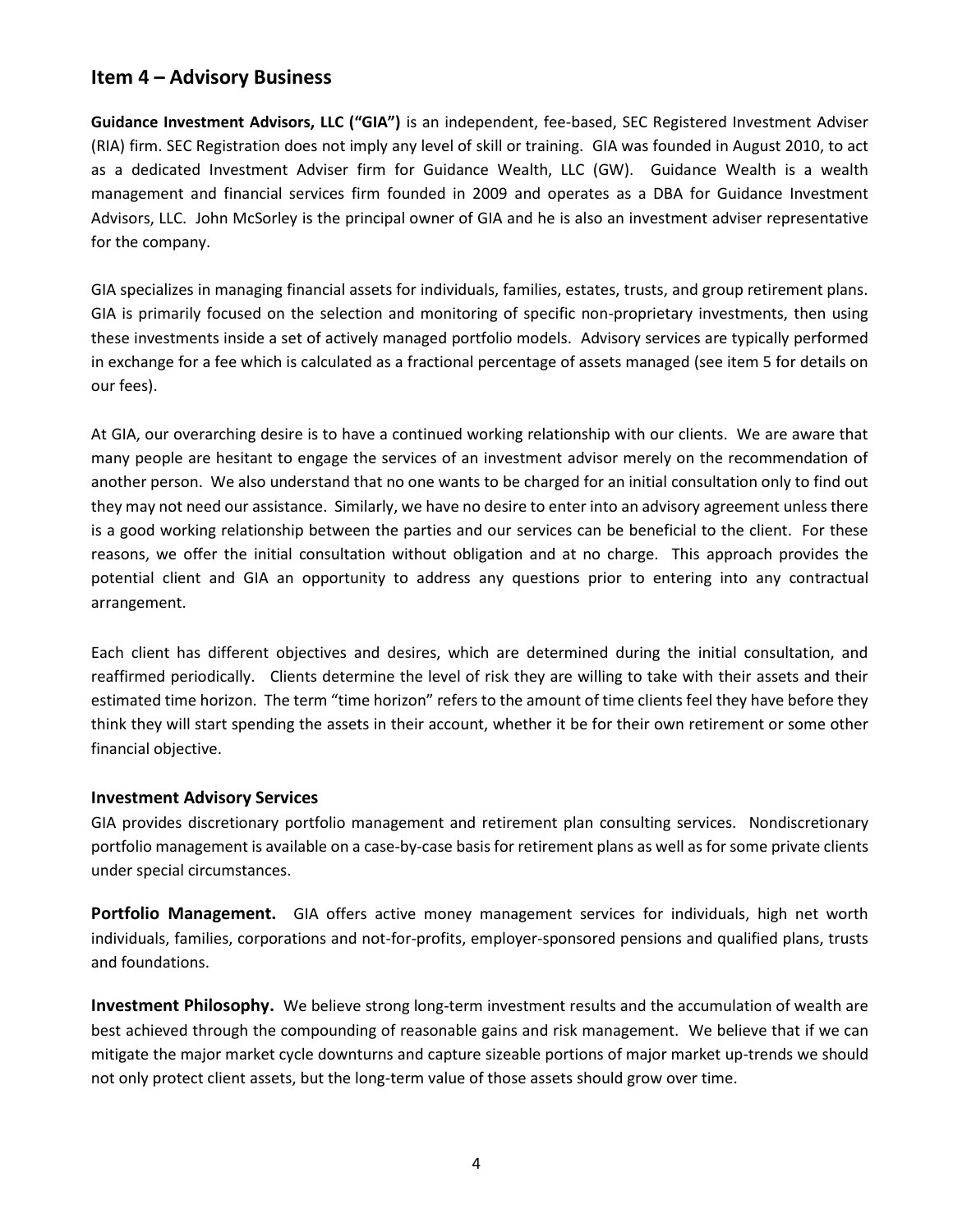## Item 4 – Advisory Business

**Guidance Investment Advisors, LLC ("GIA")** is an independent, fee-based, SEC Registered Investment Adviser (RIA) firm. SEC Registration does not imply any level of skill or training. GIA was founded in August 2010, to act as a dedicated Investment Adviser firm for Guidance Wealth, LLC (GW). Guidance Wealth is a wealth management and financial services firm founded in 2009 and operates as a DBA for Guidance Investment Advisors, LLC. John McSorley is the principal owner of GIA and he is also an investment adviser representative for the company.

GIA specializes in managing financial assets for individuals, families, estates, trusts, and group retirement plans. GIA is primarily focused on the selection and monitoring of specific non-proprietary investments, then using these investments inside a set of actively managed portfolio models. Advisory services are typically performed in exchange for a fee which is calculated as a fractional percentage of assets managed (see item 5 for details on our fees).

At GIA, our overarching desire is to have a continued working relationship with our clients. We are aware that many people are hesitant to engage the services of an investment advisor merely on the recommendation of another person. We also understand that no one wants to be charged for an initial consultation only to find out they may not need our assistance. Similarly, we have no desire to enter into an advisory agreement unless there is a good working relationship between the parties and our services can be beneficial to the client. For these reasons, we offer the initial consultation without obligation and at no charge. This approach provides the potential client and GIA an opportunity to address any questions prior to entering into any contractual arrangement.

Each client has different objectives and desires, which are determined during the initial consultation, and reaffirmed periodically. Clients determine the level of risk they are willing to take with their assets and their estimated time horizon. The term "time horizon" refers to the amount of time clients feel they have before they think they will start spending the assets in their account, whether it be for their own retirement or some other financial objective.

### Investment Advisory Services

GIA provides discretionary portfolio management and retirement plan consulting services. Nondiscretionary portfolio management is available on a case-by-case basis for retirement plans as well as for some private clients under special circumstances.

**Portfolio Management.** GIA offers active money management services for individuals, high net worth individuals, families, corporations and not-for-profits, employer-sponsored pensions and qualified plans, trusts and foundations.

**Investment Philosophy.** We believe strong long-term investment results and the accumulation of wealth are best achieved through the compounding of reasonable gains and risk management. We believe that if we can mitigate the major market cycle downturns and capture sizeable portions of major market up-trends we should not only protect client assets, but the long-term value of those assets should grow over time.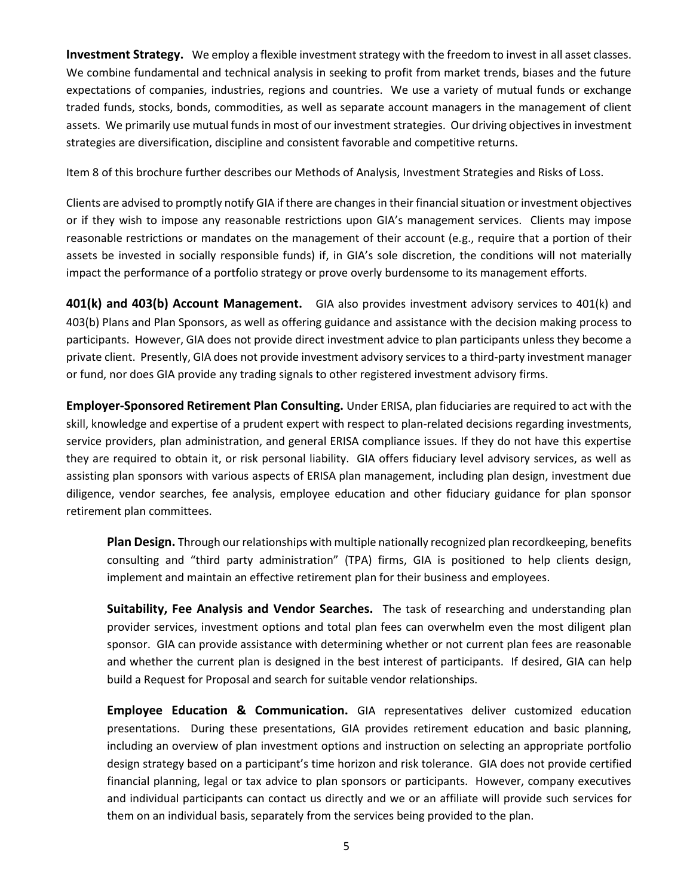**Investment Strategy.** We employ a flexible investment strategy with the freedom to invest in all asset classes. We combine fundamental and technical analysis in seeking to profit from market trends, biases and the future expectations of companies, industries, regions and countries. We use a variety of mutual funds or exchange traded funds, stocks, bonds, commodities, as well as separate account managers in the management of client assets. We primarily use mutual funds in most of our investment strategies. Our driving objectives in investment strategies are diversification, discipline and consistent favorable and competitive returns.

Item 8 of this brochure further describes our Methods of Analysis, Investment Strategies and Risks of Loss.

Clients are advised to promptly notify GIA if there are changes in their financial situation or investment objectives or if they wish to impose any reasonable restrictions upon GIA's management services. Clients may impose reasonable restrictions or mandates on the management of their account (e.g., require that a portion of their assets be invested in socially responsible funds) if, in GIA's sole discretion, the conditions will not materially impact the performance of a portfolio strategy or prove overly burdensome to its management efforts.

**401(k) and 403(b) Account Management.** GIA also provides investment advisory services to 401(k) and 403(b) Plans and Plan Sponsors, as well as offering guidance and assistance with the decision making process to participants. However, GIA does not provide direct investment advice to plan participants unless they become a private client. Presently, GIA does not provide investment advisory services to a third-party investment manager or fund, nor does GIA provide any trading signals to other registered investment advisory firms.

**Employer-Sponsored Retirement Plan Consulting.** Under ERISA, plan fiduciaries are required to act with the skill, knowledge and expertise of a prudent expert with respect to plan-related decisions regarding investments, service providers, plan administration, and general ERISA compliance issues. If they do not have this expertise they are required to obtain it, or risk personal liability. GIA offers fiduciary level advisory services, as well as assisting plan sponsors with various aspects of ERISA plan management, including plan design, investment due diligence, vendor searches, fee analysis, employee education and other fiduciary guidance for plan sponsor retirement plan committees.

**Plan Design.** Through our relationships with multiple nationally recognized plan recordkeeping, benefits consulting and "third party administration" (TPA) firms, GIA is positioned to help clients design, implement and maintain an effective retirement plan for their business and employees.

**Suitability, Fee Analysis and Vendor Searches.** The task of researching and understanding plan provider services, investment options and total plan fees can overwhelm even the most diligent plan sponsor. GIA can provide assistance with determining whether or not current plan fees are reasonable and whether the current plan is designed in the best interest of participants. If desired, GIA can help build a Request for Proposal and search for suitable vendor relationships.

**Employee Education & Communication.** GIA representatives deliver customized education presentations. During these presentations, GIA provides retirement education and basic planning, including an overview of plan investment options and instruction on selecting an appropriate portfolio design strategy based on a participant's time horizon and risk tolerance. GIA does not provide certified financial planning, legal or tax advice to plan sponsors or participants. However, company executives and individual participants can contact us directly and we or an affiliate will provide such services for them on an individual basis, separately from the services being provided to the plan.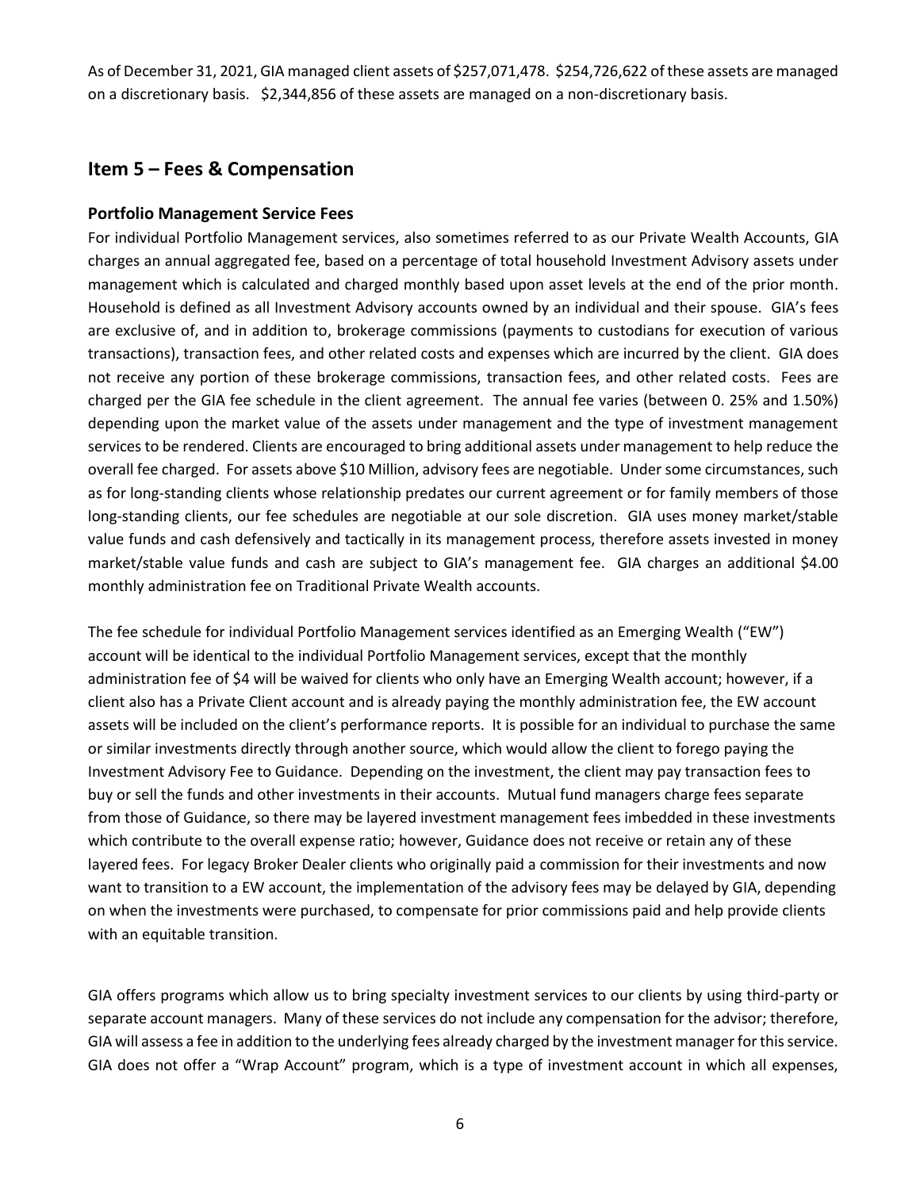As of December 31, 2021, GIA managed client assets of $257,071,478. $254,726,622 of these assets are managed on a discretionary basis. $2,344,856 of these assets are managed on a non-discretionary basis.

## Item 5 – Fees & Compensation

### Portfolio Management Service Fees

For individual Portfolio Management services, also sometimes referred to as our Private Wealth Accounts, GIA charges an annual aggregated fee, based on a percentage of total household Investment Advisory assets under management which is calculated and charged monthly based upon asset levels at the end of the prior month. Household is defined as all Investment Advisory accounts owned by an individual and their spouse. GIA's fees are exclusive of, and in addition to, brokerage commissions (payments to custodians for execution of various transactions), transaction fees, and other related costs and expenses which are incurred by the client. GIA does not receive any portion of these brokerage commissions, transaction fees, and other related costs. Fees are charged per the GIA fee schedule in the client agreement. The annual fee varies (between 0. 25% and 1.50%) depending upon the market value of the assets under management and the type of investment management services to be rendered. Clients are encouraged to bring additional assets under management to help reduce the overall fee charged. For assets above $10 Million, advisory fees are negotiable. Under some circumstances, such as for long-standing clients whose relationship predates our current agreement or for family members of those long-standing clients, our fee schedules are negotiable at our sole discretion. GIA uses money market/stable value funds and cash defensively and tactically in its management process, therefore assets invested in money market/stable value funds and cash are subject to GIA's management fee. GIA charges an additional $4.00 monthly administration fee on Traditional Private Wealth accounts.

The fee schedule for individual Portfolio Management services identified as an Emerging Wealth ("EW") account will be identical to the individual Portfolio Management services, except that the monthly administration fee of $4 will be waived for clients who only have an Emerging Wealth account; however, if a client also has a Private Client account and is already paying the monthly administration fee, the EW account assets will be included on the client's performance reports. It is possible for an individual to purchase the same or similar investments directly through another source, which would allow the client to forego paying the Investment Advisory Fee to Guidance. Depending on the investment, the client may pay transaction fees to buy or sell the funds and other investments in their accounts. Mutual fund managers charge fees separate from those of Guidance, so there may be layered investment management fees imbedded in these investments which contribute to the overall expense ratio; however, Guidance does not receive or retain any of these layered fees. For legacy Broker Dealer clients who originally paid a commission for their investments and now want to transition to a EW account, the implementation of the advisory fees may be delayed by GIA, depending on when the investments were purchased, to compensate for prior commissions paid and help provide clients with an equitable transition.

GIA offers programs which allow us to bring specialty investment services to our clients by using third-party or separate account managers. Many of these services do not include any compensation for the advisor; therefore, GIA will assess a fee in addition to the underlying fees already charged by the investment manager for this service. GIA does not offer a "Wrap Account" program, which is a type of investment account in which all expenses,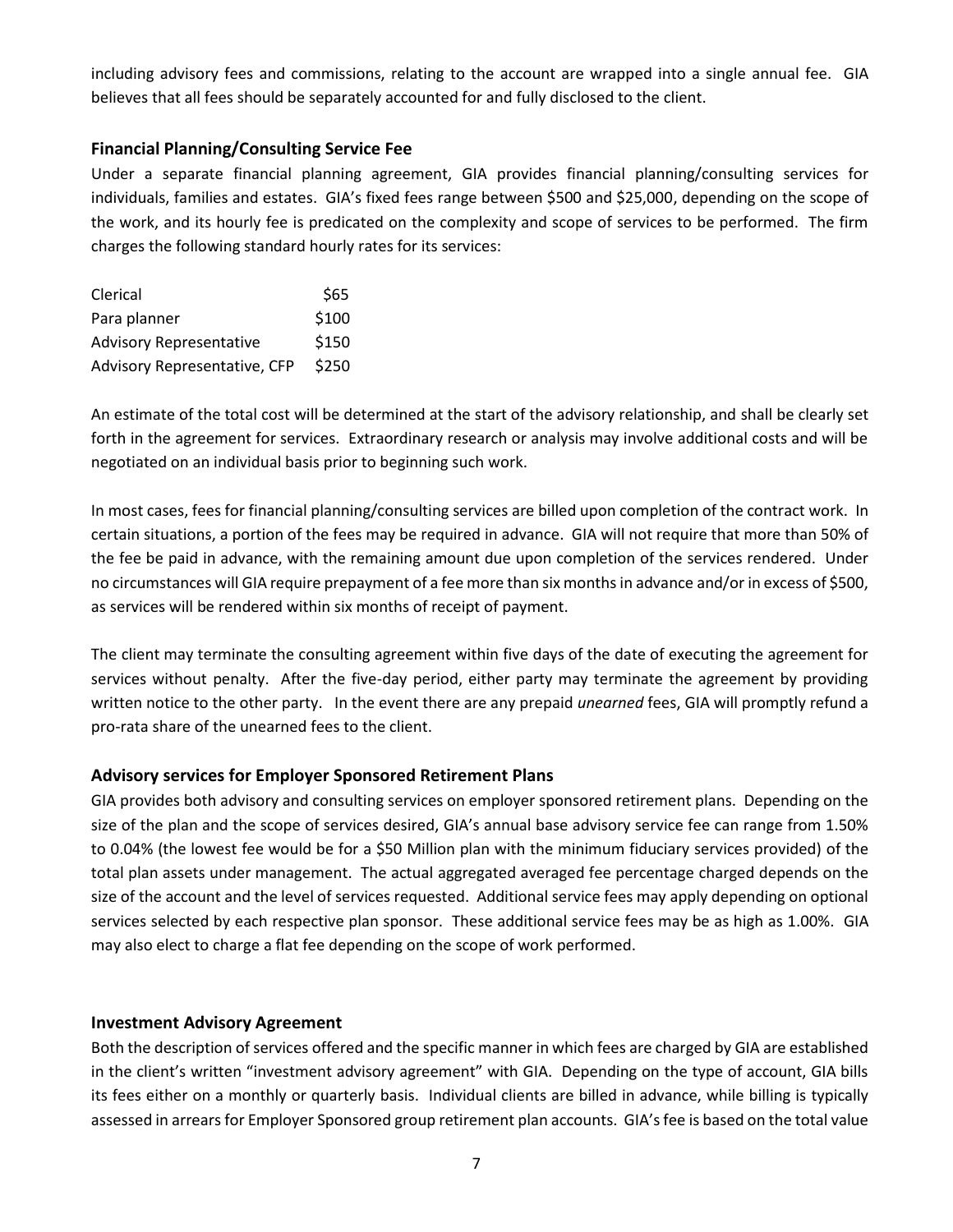including advisory fees and commissions, relating to the account are wrapped into a single annual fee. GIA believes that all fees should be separately accounted for and fully disclosed to the client.

### Financial Planning/Consulting Service Fee

Under a separate financial planning agreement, GIA provides financial planning/consulting services for individuals, families and estates. GIA's fixed fees range between $500 and $25,000, depending on the scope of the work, and its hourly fee is predicated on the complexity and scope of services to be performed. The firm charges the following standard hourly rates for its services:

| | |
|---|---|
| Clerical | $65 |
| Para planner | $100 |
| Advisory Representative | $150 |
| Advisory Representative, CFP | $250 |

An estimate of the total cost will be determined at the start of the advisory relationship, and shall be clearly set forth in the agreement for services. Extraordinary research or analysis may involve additional costs and will be negotiated on an individual basis prior to beginning such work.

In most cases, fees for financial planning/consulting services are billed upon completion of the contract work. In certain situations, a portion of the fees may be required in advance. GIA will not require that more than 50% of the fee be paid in advance, with the remaining amount due upon completion of the services rendered. Under no circumstances will GIA require prepayment of a fee more than six months in advance and/or in excess of $500, as services will be rendered within six months of receipt of payment.

The client may terminate the consulting agreement within five days of the date of executing the agreement for services without penalty. After the five-day period, either party may terminate the agreement by providing written notice to the other party. In the event there are any prepaid *unearned* fees, GIA will promptly refund a pro-rata share of the unearned fees to the client.

### Advisory services for Employer Sponsored Retirement Plans

GIA provides both advisory and consulting services on employer sponsored retirement plans. Depending on the size of the plan and the scope of services desired, GIA's annual base advisory service fee can range from 1.50% to 0.04% (the lowest fee would be for a $50 Million plan with the minimum fiduciary services provided) of the total plan assets under management. The actual aggregated averaged fee percentage charged depends on the size of the account and the level of services requested. Additional service fees may apply depending on optional services selected by each respective plan sponsor. These additional service fees may be as high as 1.00%. GIA may also elect to charge a flat fee depending on the scope of work performed.

### Investment Advisory Agreement

Both the description of services offered and the specific manner in which fees are charged by GIA are established in the client's written "investment advisory agreement" with GIA. Depending on the type of account, GIA bills its fees either on a monthly or quarterly basis. Individual clients are billed in advance, while billing is typically assessed in arrears for Employer Sponsored group retirement plan accounts. GIA's fee is based on the total value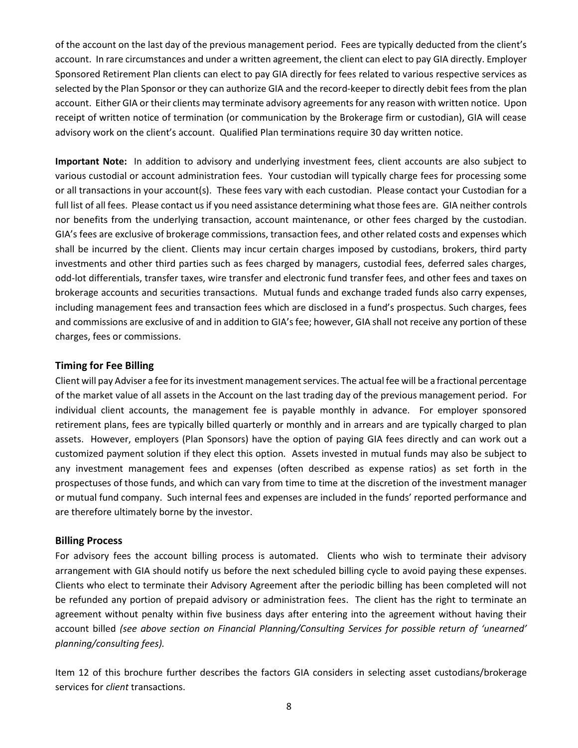of the account on the last day of the previous management period. Fees are typically deducted from the client's account. In rare circumstances and under a written agreement, the client can elect to pay GIA directly. Employer Sponsored Retirement Plan clients can elect to pay GIA directly for fees related to various respective services as selected by the Plan Sponsor or they can authorize GIA and the record-keeper to directly debit fees from the plan account. Either GIA or their clients may terminate advisory agreements for any reason with written notice. Upon receipt of written notice of termination (or communication by the Brokerage firm or custodian), GIA will cease advisory work on the client's account. Qualified Plan terminations require 30 day written notice.

**Important Note:** In addition to advisory and underlying investment fees, client accounts are also subject to various custodial or account administration fees. Your custodian will typically charge fees for processing some or all transactions in your account(s). These fees vary with each custodian. Please contact your Custodian for a full list of all fees. Please contact us if you need assistance determining what those fees are. GIA neither controls nor benefits from the underlying transaction, account maintenance, or other fees charged by the custodian. GIA's fees are exclusive of brokerage commissions, transaction fees, and other related costs and expenses which shall be incurred by the client. Clients may incur certain charges imposed by custodians, brokers, third party investments and other third parties such as fees charged by managers, custodial fees, deferred sales charges, odd-lot differentials, transfer taxes, wire transfer and electronic fund transfer fees, and other fees and taxes on brokerage accounts and securities transactions. Mutual funds and exchange traded funds also carry expenses, including management fees and transaction fees which are disclosed in a fund's prospectus. Such charges, fees and commissions are exclusive of and in addition to GIA's fee; however, GIA shall not receive any portion of these charges, fees or commissions.

### Timing for Fee Billing

Client will pay Adviser a fee for its investment management services. The actual fee will be a fractional percentage of the market value of all assets in the Account on the last trading day of the previous management period. For individual client accounts, the management fee is payable monthly in advance. For employer sponsored retirement plans, fees are typically billed quarterly or monthly and in arrears and are typically charged to plan assets. However, employers (Plan Sponsors) have the option of paying GIA fees directly and can work out a customized payment solution if they elect this option. Assets invested in mutual funds may also be subject to any investment management fees and expenses (often described as expense ratios) as set forth in the prospectuses of those funds, and which can vary from time to time at the discretion of the investment manager or mutual fund company. Such internal fees and expenses are included in the funds' reported performance and are therefore ultimately borne by the investor.

### Billing Process

For advisory fees the account billing process is automated. Clients who wish to terminate their advisory arrangement with GIA should notify us before the next scheduled billing cycle to avoid paying these expenses. Clients who elect to terminate their Advisory Agreement after the periodic billing has been completed will not be refunded any portion of prepaid advisory or administration fees. The client has the right to terminate an agreement without penalty within five business days after entering into the agreement without having their account billed *(see above section on Financial Planning/Consulting Services for possible return of 'unearned' planning/consulting fees).*

Item 12 of this brochure further describes the factors GIA considers in selecting asset custodians/brokerage services for *client* transactions.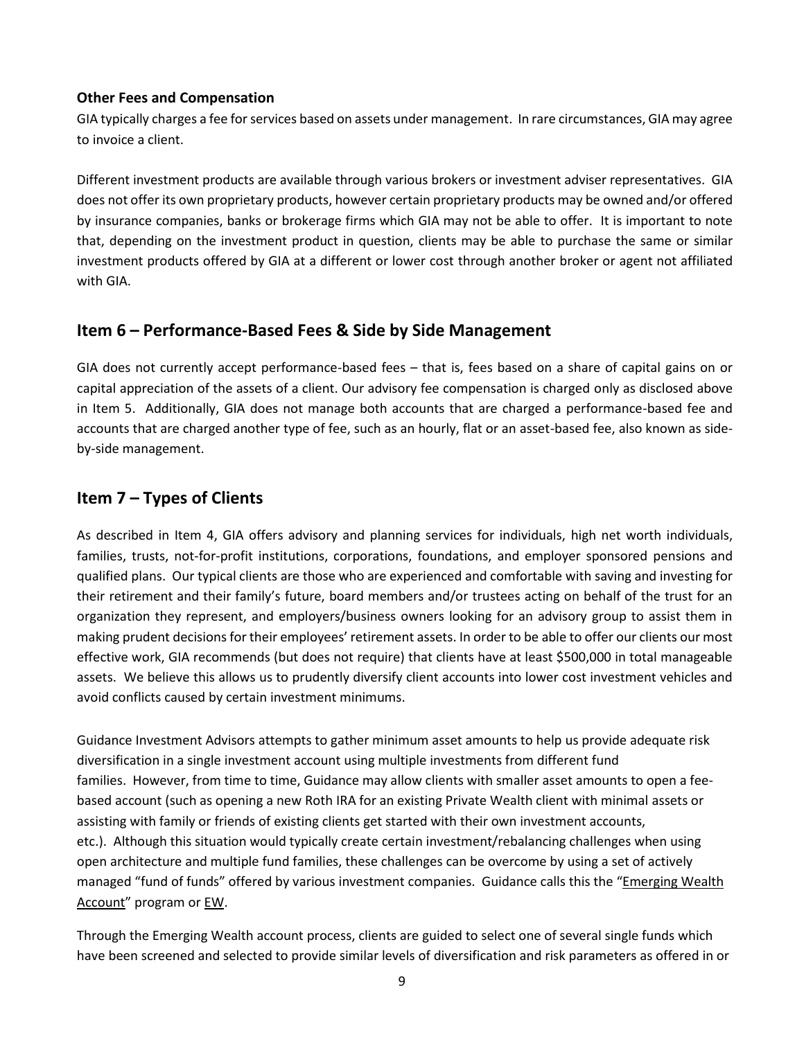### Other Fees and Compensation

GIA typically charges a fee for services based on assets under management. In rare circumstances, GIA may agree to invoice a client.

Different investment products are available through various brokers or investment adviser representatives. GIA does not offer its own proprietary products, however certain proprietary products may be owned and/or offered by insurance companies, banks or brokerage firms which GIA may not be able to offer. It is important to note that, depending on the investment product in question, clients may be able to purchase the same or similar investment products offered by GIA at a different or lower cost through another broker or agent not affiliated with GIA.

## Item 6 – Performance-Based Fees & Side by Side Management

GIA does not currently accept performance-based fees – that is, fees based on a share of capital gains on or capital appreciation of the assets of a client. Our advisory fee compensation is charged only as disclosed above in Item 5. Additionally, GIA does not manage both accounts that are charged a performance-based fee and accounts that are charged another type of fee, such as an hourly, flat or an asset-based fee, also known as side-by-side management.

## Item 7 – Types of Clients

As described in Item 4, GIA offers advisory and planning services for individuals, high net worth individuals, families, trusts, not-for-profit institutions, corporations, foundations, and employer sponsored pensions and qualified plans. Our typical clients are those who are experienced and comfortable with saving and investing for their retirement and their family's future, board members and/or trustees acting on behalf of the trust for an organization they represent, and employers/business owners looking for an advisory group to assist them in making prudent decisions for their employees' retirement assets. In order to be able to offer our clients our most effective work, GIA recommends (but does not require) that clients have at least $500,000 in total manageable assets. We believe this allows us to prudently diversify client accounts into lower cost investment vehicles and avoid conflicts caused by certain investment minimums.

Guidance Investment Advisors attempts to gather minimum asset amounts to help us provide adequate risk diversification in a single investment account using multiple investments from different fund families. However, from time to time, Guidance may allow clients with smaller asset amounts to open a fee-based account (such as opening a new Roth IRA for an existing Private Wealth client with minimal assets or assisting with family or friends of existing clients get started with their own investment accounts, etc.). Although this situation would typically create certain investment/rebalancing challenges when using open architecture and multiple fund families, these challenges can be overcome by using a set of actively managed "fund of funds" offered by various investment companies. Guidance calls this the "Emerging Wealth Account" program or EW.

Through the Emerging Wealth account process, clients are guided to select one of several single funds which have been screened and selected to provide similar levels of diversification and risk parameters as offered in or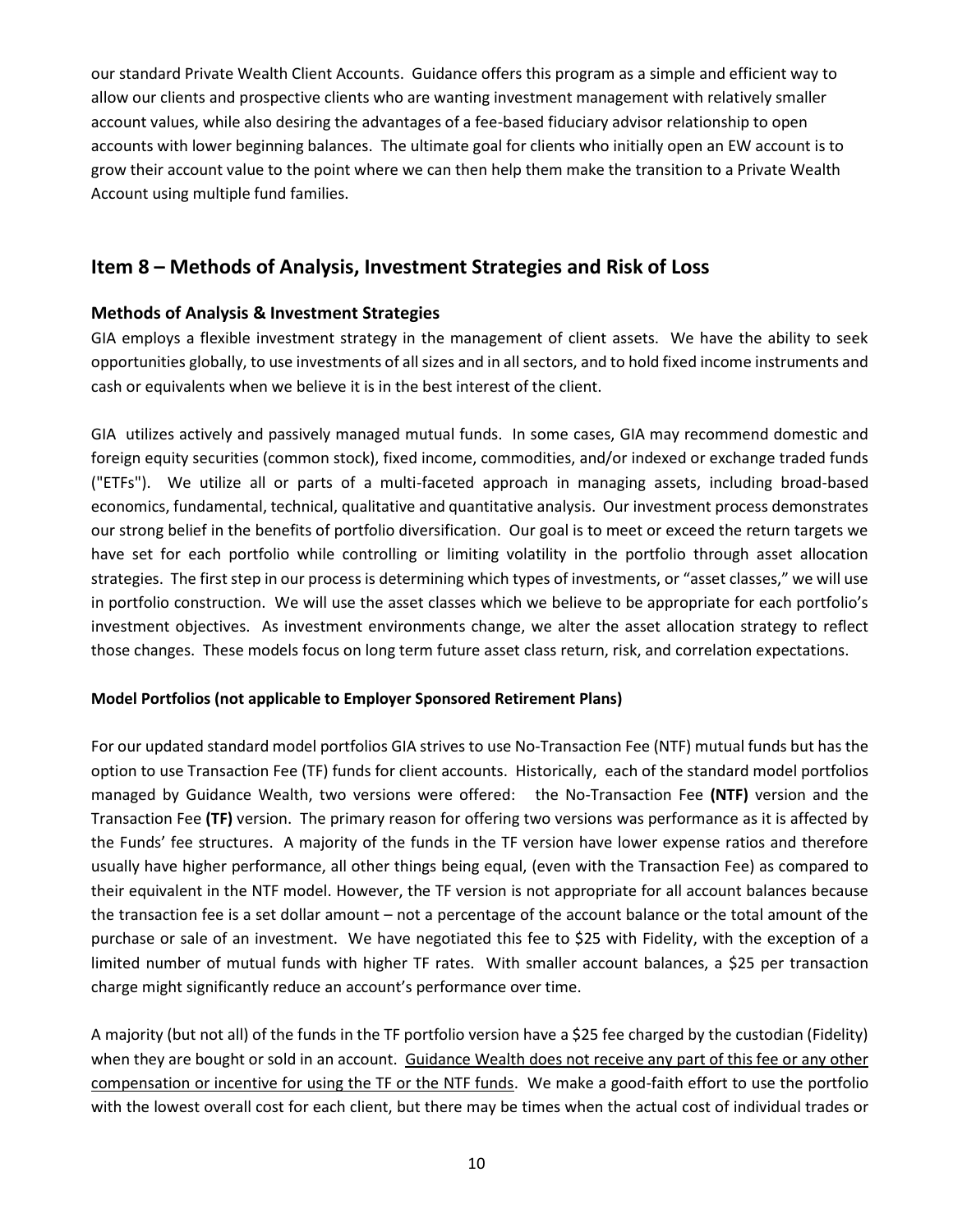our standard Private Wealth Client Accounts. Guidance offers this program as a simple and efficient way to allow our clients and prospective clients who are wanting investment management with relatively smaller account values, while also desiring the advantages of a fee-based fiduciary advisor relationship to open accounts with lower beginning balances. The ultimate goal for clients who initially open an EW account is to grow their account value to the point where we can then help them make the transition to a Private Wealth Account using multiple fund families.

## Item 8 – Methods of Analysis, Investment Strategies and Risk of Loss

### Methods of Analysis & Investment Strategies

GIA employs a flexible investment strategy in the management of client assets. We have the ability to seek opportunities globally, to use investments of all sizes and in all sectors, and to hold fixed income instruments and cash or equivalents when we believe it is in the best interest of the client.

GIA utilizes actively and passively managed mutual funds. In some cases, GIA may recommend domestic and foreign equity securities (common stock), fixed income, commodities, and/or indexed or exchange traded funds ("ETFs"). We utilize all or parts of a multi-faceted approach in managing assets, including broad-based economics, fundamental, technical, qualitative and quantitative analysis. Our investment process demonstrates our strong belief in the benefits of portfolio diversification. Our goal is to meet or exceed the return targets we have set for each portfolio while controlling or limiting volatility in the portfolio through asset allocation strategies. The first step in our process is determining which types of investments, or "asset classes," we will use in portfolio construction. We will use the asset classes which we believe to be appropriate for each portfolio's investment objectives. As investment environments change, we alter the asset allocation strategy to reflect those changes. These models focus on long term future asset class return, risk, and correlation expectations.

**Model Portfolios (not applicable to Employer Sponsored Retirement Plans)**

For our updated standard model portfolios GIA strives to use No-Transaction Fee (NTF) mutual funds but has the option to use Transaction Fee (TF) funds for client accounts. Historically, each of the standard model portfolios managed by Guidance Wealth, two versions were offered: the No-Transaction Fee **(NTF)** version and the Transaction Fee **(TF)** version. The primary reason for offering two versions was performance as it is affected by the Funds' fee structures. A majority of the funds in the TF version have lower expense ratios and therefore usually have higher performance, all other things being equal, (even with the Transaction Fee) as compared to their equivalent in the NTF model. However, the TF version is not appropriate for all account balances because the transaction fee is a set dollar amount – not a percentage of the account balance or the total amount of the purchase or sale of an investment. We have negotiated this fee to $25 with Fidelity, with the exception of a limited number of mutual funds with higher TF rates. With smaller account balances, a $25 per transaction charge might significantly reduce an account's performance over time.

A majority (but not all) of the funds in the TF portfolio version have a $25 fee charged by the custodian (Fidelity) when they are bought or sold in an account. Guidance Wealth does not receive any part of this fee or any other compensation or incentive for using the TF or the NTF funds. We make a good-faith effort to use the portfolio with the lowest overall cost for each client, but there may be times when the actual cost of individual trades or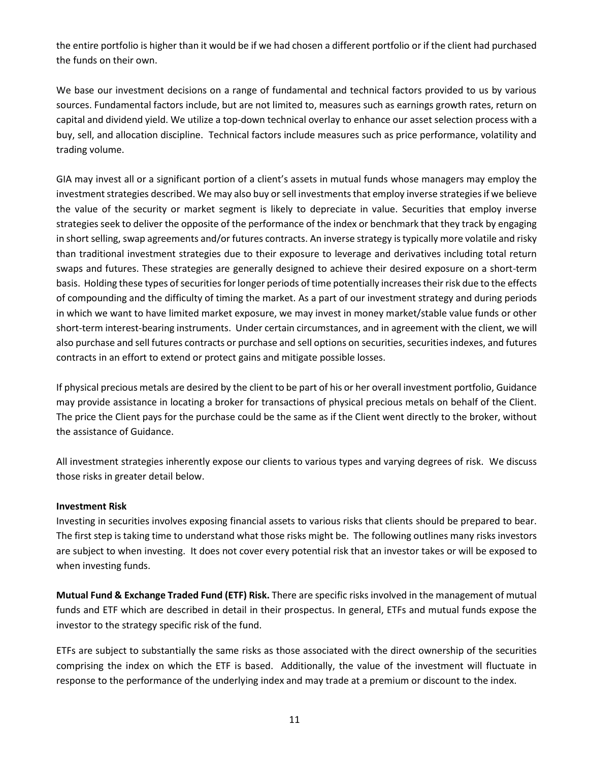the entire portfolio is higher than it would be if we had chosen a different portfolio or if the client had purchased the funds on their own.

We base our investment decisions on a range of fundamental and technical factors provided to us by various sources. Fundamental factors include, but are not limited to, measures such as earnings growth rates, return on capital and dividend yield. We utilize a top-down technical overlay to enhance our asset selection process with a buy, sell, and allocation discipline. Technical factors include measures such as price performance, volatility and trading volume.

GIA may invest all or a significant portion of a client's assets in mutual funds whose managers may employ the investment strategies described. We may also buy or sell investments that employ inverse strategies if we believe the value of the security or market segment is likely to depreciate in value. Securities that employ inverse strategies seek to deliver the opposite of the performance of the index or benchmark that they track by engaging in short selling, swap agreements and/or futures contracts. An inverse strategy is typically more volatile and risky than traditional investment strategies due to their exposure to leverage and derivatives including total return swaps and futures. These strategies are generally designed to achieve their desired exposure on a short-term basis. Holding these types of securities for longer periods of time potentially increases their risk due to the effects of compounding and the difficulty of timing the market. As a part of our investment strategy and during periods in which we want to have limited market exposure, we may invest in money market/stable value funds or other short-term interest-bearing instruments. Under certain circumstances, and in agreement with the client, we will also purchase and sell futures contracts or purchase and sell options on securities, securities indexes, and futures contracts in an effort to extend or protect gains and mitigate possible losses.

If physical precious metals are desired by the client to be part of his or her overall investment portfolio, Guidance may provide assistance in locating a broker for transactions of physical precious metals on behalf of the Client. The price the Client pays for the purchase could be the same as if the Client went directly to the broker, without the assistance of Guidance.

All investment strategies inherently expose our clients to various types and varying degrees of risk. We discuss those risks in greater detail below.

**Investment Risk**

Investing in securities involves exposing financial assets to various risks that clients should be prepared to bear. The first step is taking time to understand what those risks might be. The following outlines many risks investors are subject to when investing. It does not cover every potential risk that an investor takes or will be exposed to when investing funds.

**Mutual Fund & Exchange Traded Fund (ETF) Risk.** There are specific risks involved in the management of mutual funds and ETF which are described in detail in their prospectus. In general, ETFs and mutual funds expose the investor to the strategy specific risk of the fund.

ETFs are subject to substantially the same risks as those associated with the direct ownership of the securities comprising the index on which the ETF is based. Additionally, the value of the investment will fluctuate in response to the performance of the underlying index and may trade at a premium or discount to the index.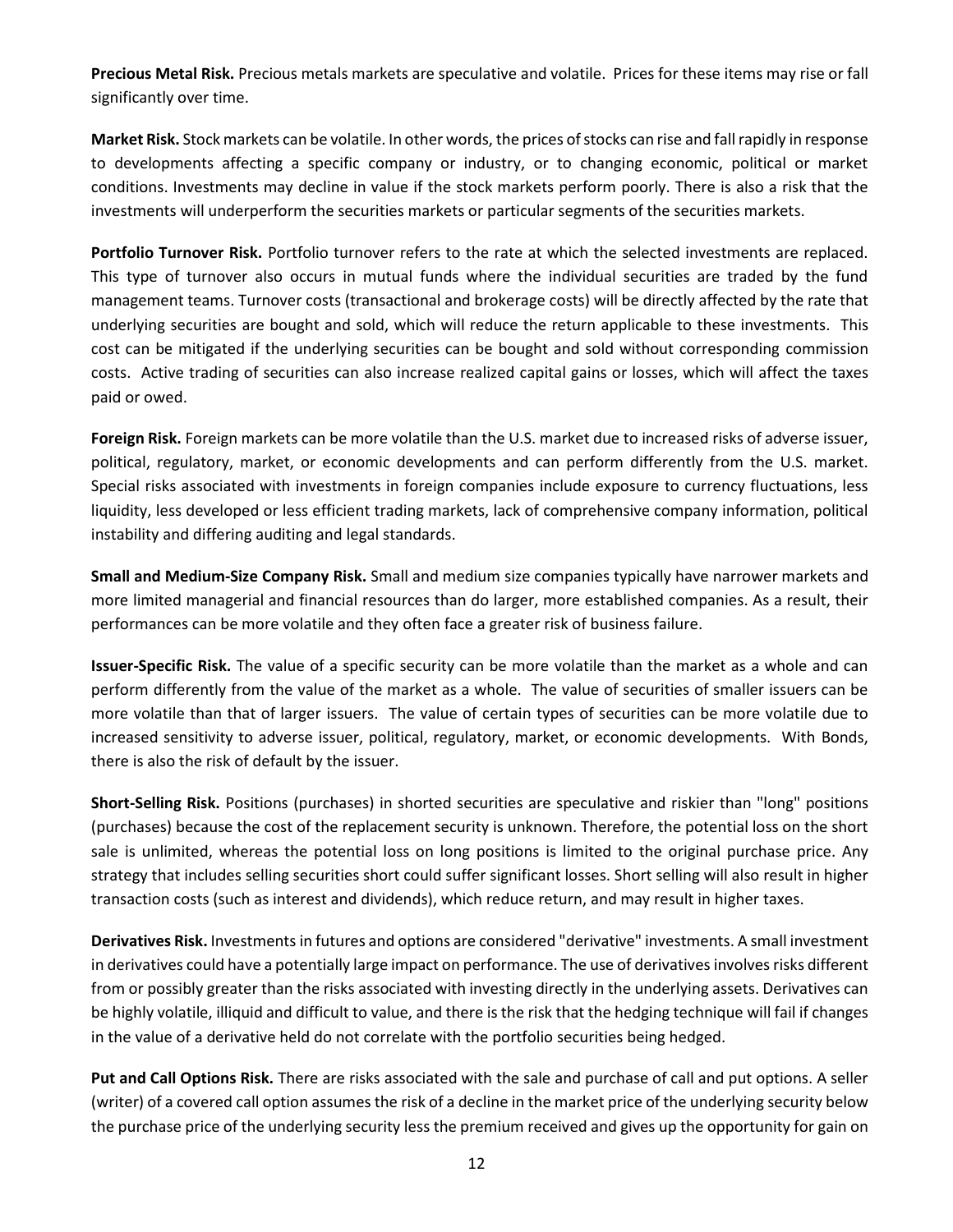**Precious Metal Risk.** Precious metals markets are speculative and volatile. Prices for these items may rise or fall significantly over time.

**Market Risk.** Stock markets can be volatile. In other words, the prices of stocks can rise and fall rapidly in response to developments affecting a specific company or industry, or to changing economic, political or market conditions. Investments may decline in value if the stock markets perform poorly. There is also a risk that the investments will underperform the securities markets or particular segments of the securities markets.

**Portfolio Turnover Risk.** Portfolio turnover refers to the rate at which the selected investments are replaced. This type of turnover also occurs in mutual funds where the individual securities are traded by the fund management teams. Turnover costs (transactional and brokerage costs) will be directly affected by the rate that underlying securities are bought and sold, which will reduce the return applicable to these investments. This cost can be mitigated if the underlying securities can be bought and sold without corresponding commission costs. Active trading of securities can also increase realized capital gains or losses, which will affect the taxes paid or owed.

**Foreign Risk.** Foreign markets can be more volatile than the U.S. market due to increased risks of adverse issuer, political, regulatory, market, or economic developments and can perform differently from the U.S. market. Special risks associated with investments in foreign companies include exposure to currency fluctuations, less liquidity, less developed or less efficient trading markets, lack of comprehensive company information, political instability and differing auditing and legal standards.

**Small and Medium-Size Company Risk.** Small and medium size companies typically have narrower markets and more limited managerial and financial resources than do larger, more established companies. As a result, their performances can be more volatile and they often face a greater risk of business failure.

**Issuer-Specific Risk.** The value of a specific security can be more volatile than the market as a whole and can perform differently from the value of the market as a whole. The value of securities of smaller issuers can be more volatile than that of larger issuers. The value of certain types of securities can be more volatile due to increased sensitivity to adverse issuer, political, regulatory, market, or economic developments. With Bonds, there is also the risk of default by the issuer.

**Short-Selling Risk.** Positions (purchases) in shorted securities are speculative and riskier than "long" positions (purchases) because the cost of the replacement security is unknown. Therefore, the potential loss on the short sale is unlimited, whereas the potential loss on long positions is limited to the original purchase price. Any strategy that includes selling securities short could suffer significant losses. Short selling will also result in higher transaction costs (such as interest and dividends), which reduce return, and may result in higher taxes.

**Derivatives Risk.** Investments in futures and options are considered "derivative" investments. A small investment in derivatives could have a potentially large impact on performance. The use of derivatives involves risks different from or possibly greater than the risks associated with investing directly in the underlying assets. Derivatives can be highly volatile, illiquid and difficult to value, and there is the risk that the hedging technique will fail if changes in the value of a derivative held do not correlate with the portfolio securities being hedged.

**Put and Call Options Risk.** There are risks associated with the sale and purchase of call and put options. A seller (writer) of a covered call option assumes the risk of a decline in the market price of the underlying security below the purchase price of the underlying security less the premium received and gives up the opportunity for gain on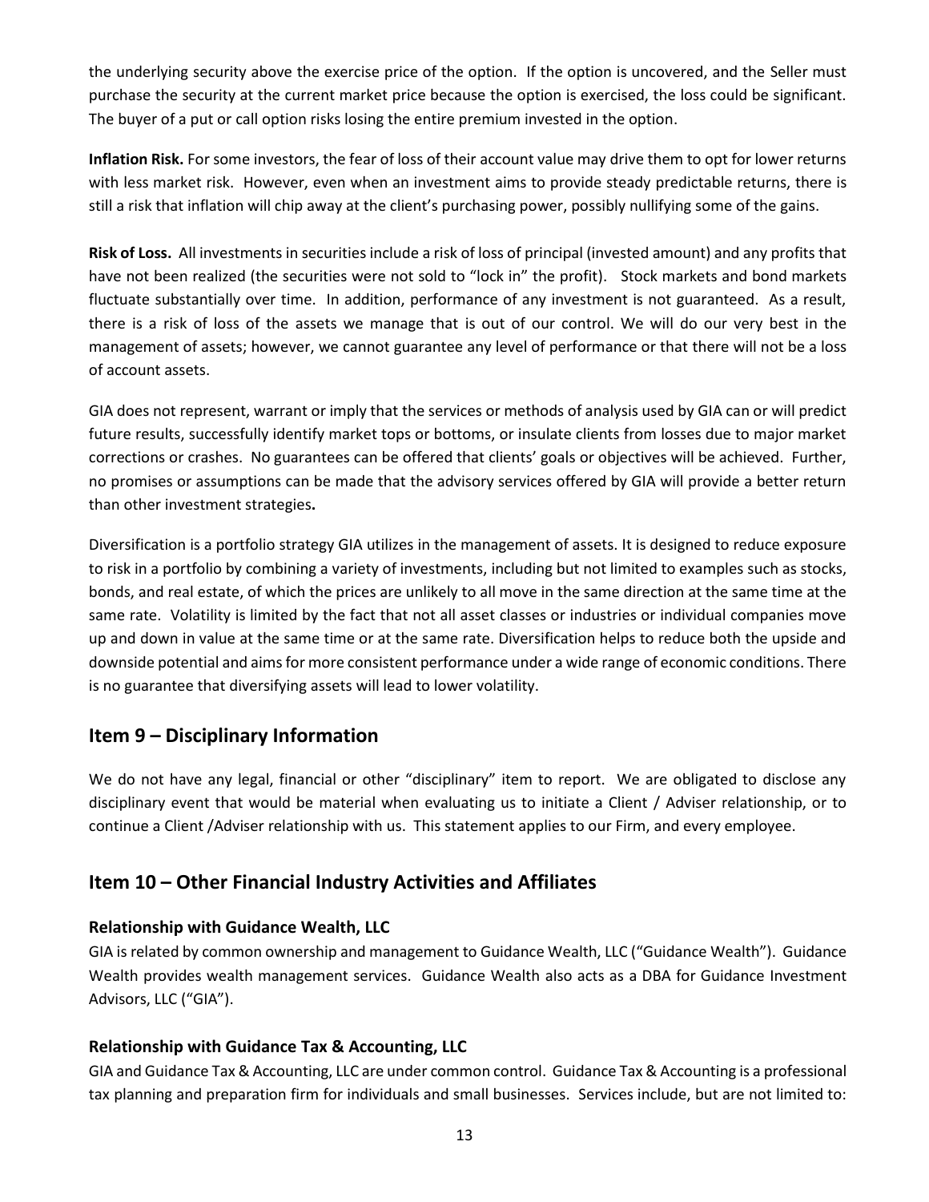the underlying security above the exercise price of the option. If the option is uncovered, and the Seller must purchase the security at the current market price because the option is exercised, the loss could be significant. The buyer of a put or call option risks losing the entire premium invested in the option.

**Inflation Risk.** For some investors, the fear of loss of their account value may drive them to opt for lower returns with less market risk. However, even when an investment aims to provide steady predictable returns, there is still a risk that inflation will chip away at the client's purchasing power, possibly nullifying some of the gains.

**Risk of Loss.** All investments in securities include a risk of loss of principal (invested amount) and any profits that have not been realized (the securities were not sold to "lock in" the profit). Stock markets and bond markets fluctuate substantially over time. In addition, performance of any investment is not guaranteed. As a result, there is a risk of loss of the assets we manage that is out of our control. We will do our very best in the management of assets; however, we cannot guarantee any level of performance or that there will not be a loss of account assets.

GIA does not represent, warrant or imply that the services or methods of analysis used by GIA can or will predict future results, successfully identify market tops or bottoms, or insulate clients from losses due to major market corrections or crashes. No guarantees can be offered that clients' goals or objectives will be achieved. Further, no promises or assumptions can be made that the advisory services offered by GIA will provide a better return than other investment strategies**.**

Diversification is a portfolio strategy GIA utilizes in the management of assets. It is designed to reduce exposure to risk in a portfolio by combining a variety of investments, including but not limited to examples such as stocks, bonds, and real estate, of which the prices are unlikely to all move in the same direction at the same time at the same rate. Volatility is limited by the fact that not all asset classes or industries or individual companies move up and down in value at the same time or at the same rate. Diversification helps to reduce both the upside and downside potential and aims for more consistent performance under a wide range of economic conditions. There is no guarantee that diversifying assets will lead to lower volatility.

## Item 9 – Disciplinary Information

We do not have any legal, financial or other "disciplinary" item to report. We are obligated to disclose any disciplinary event that would be material when evaluating us to initiate a Client / Adviser relationship, or to continue a Client /Adviser relationship with us. This statement applies to our Firm, and every employee.

## Item 10 – Other Financial Industry Activities and Affiliates

### Relationship with Guidance Wealth, LLC

GIA is related by common ownership and management to Guidance Wealth, LLC ("Guidance Wealth"). Guidance Wealth provides wealth management services. Guidance Wealth also acts as a DBA for Guidance Investment Advisors, LLC ("GIA").

### Relationship with Guidance Tax & Accounting, LLC

GIA and Guidance Tax & Accounting, LLC are under common control. Guidance Tax & Accounting is a professional tax planning and preparation firm for individuals and small businesses. Services include, but are not limited to: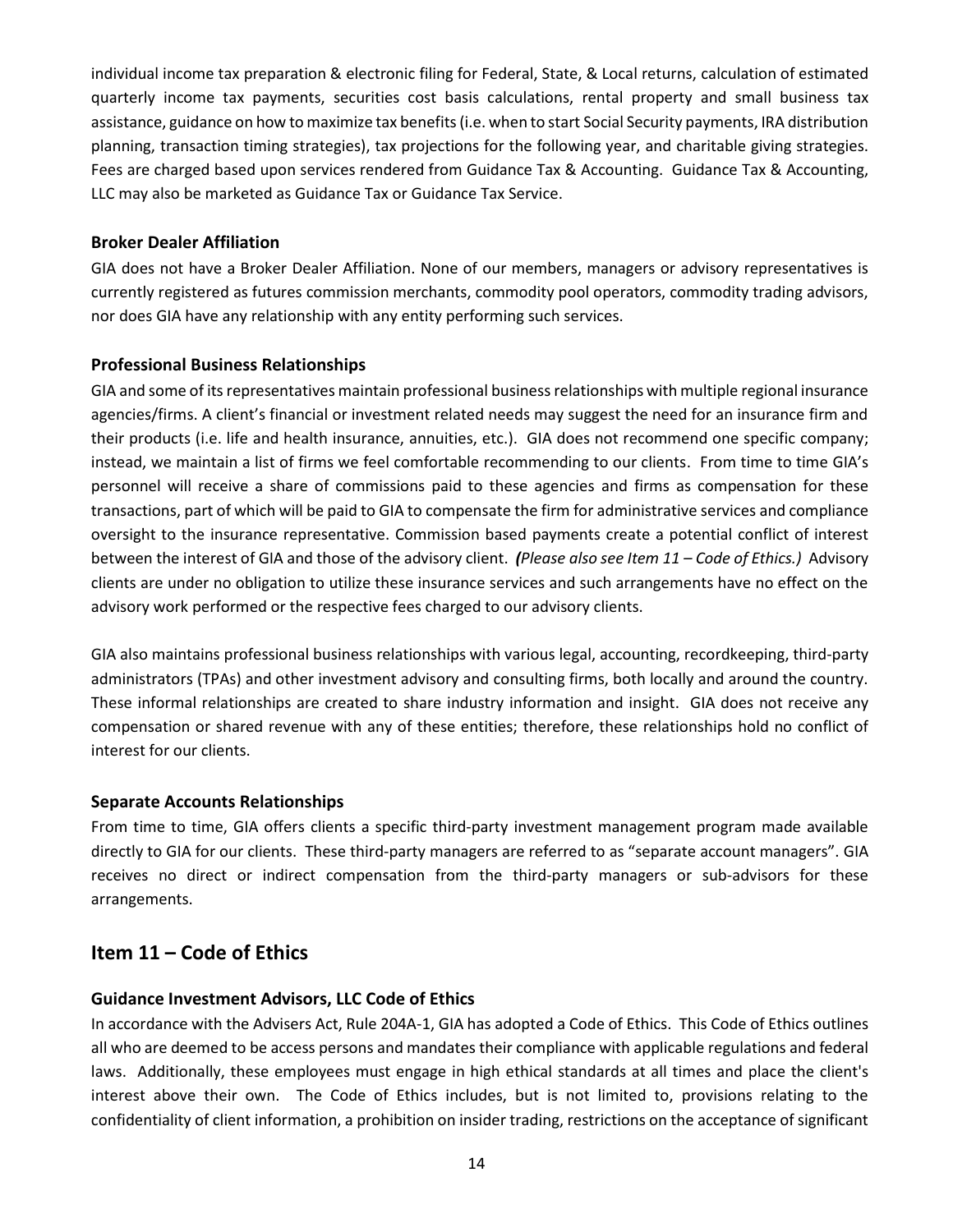individual income tax preparation & electronic filing for Federal, State, & Local returns, calculation of estimated quarterly income tax payments, securities cost basis calculations, rental property and small business tax assistance, guidance on how to maximize tax benefits (i.e. when to start Social Security payments, IRA distribution planning, transaction timing strategies), tax projections for the following year, and charitable giving strategies. Fees are charged based upon services rendered from Guidance Tax & Accounting. Guidance Tax & Accounting, LLC may also be marketed as Guidance Tax or Guidance Tax Service.

### Broker Dealer Affiliation

GIA does not have a Broker Dealer Affiliation. None of our members, managers or advisory representatives is currently registered as futures commission merchants, commodity pool operators, commodity trading advisors, nor does GIA have any relationship with any entity performing such services.

### Professional Business Relationships

GIA and some of its representatives maintain professional business relationships with multiple regional insurance agencies/firms. A client's financial or investment related needs may suggest the need for an insurance firm and their products (i.e. life and health insurance, annuities, etc.). GIA does not recommend one specific company; instead, we maintain a list of firms we feel comfortable recommending to our clients. From time to time GIA's personnel will receive a share of commissions paid to these agencies and firms as compensation for these transactions, part of which will be paid to GIA to compensate the firm for administrative services and compliance oversight to the insurance representative. Commission based payments create a potential conflict of interest between the interest of GIA and those of the advisory client. ***(****Please also see Item 11 – Code of Ethics.)* Advisory clients are under no obligation to utilize these insurance services and such arrangements have no effect on the advisory work performed or the respective fees charged to our advisory clients.

GIA also maintains professional business relationships with various legal, accounting, recordkeeping, third-party administrators (TPAs) and other investment advisory and consulting firms, both locally and around the country. These informal relationships are created to share industry information and insight. GIA does not receive any compensation or shared revenue with any of these entities; therefore, these relationships hold no conflict of interest for our clients.

### Separate Accounts Relationships

From time to time, GIA offers clients a specific third-party investment management program made available directly to GIA for our clients. These third-party managers are referred to as "separate account managers". GIA receives no direct or indirect compensation from the third-party managers or sub-advisors for these arrangements.

## Item 11 – Code of Ethics

### Guidance Investment Advisors, LLC Code of Ethics

In accordance with the Advisers Act, Rule 204A-1, GIA has adopted a Code of Ethics. This Code of Ethics outlines all who are deemed to be access persons and mandates their compliance with applicable regulations and federal laws. Additionally, these employees must engage in high ethical standards at all times and place the client's interest above their own. The Code of Ethics includes, but is not limited to, provisions relating to the confidentiality of client information, a prohibition on insider trading, restrictions on the acceptance of significant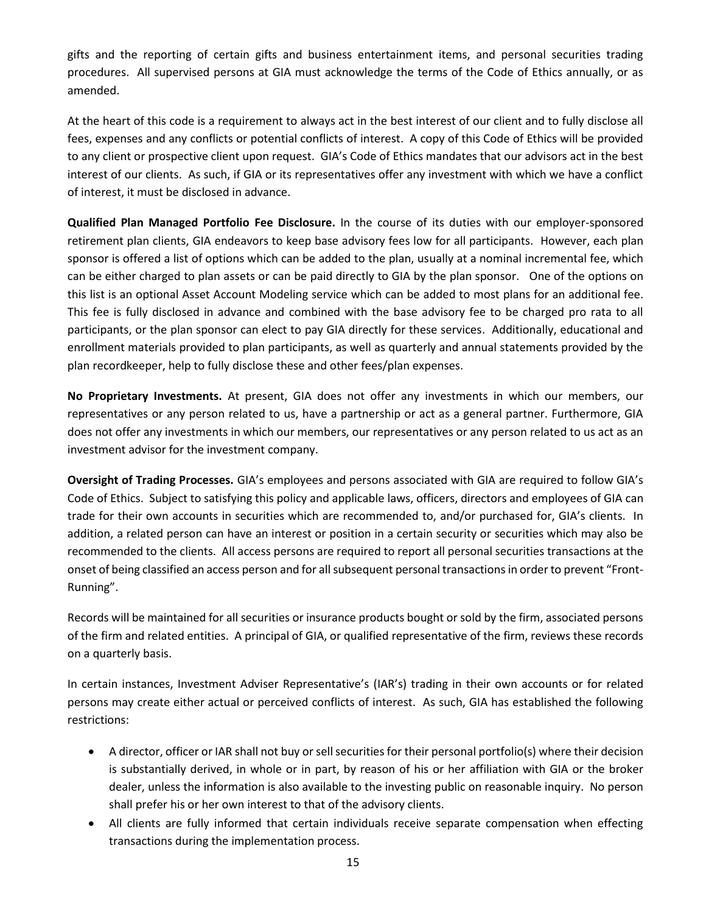gifts and the reporting of certain gifts and business entertainment items, and personal securities trading procedures. All supervised persons at GIA must acknowledge the terms of the Code of Ethics annually, or as amended.

At the heart of this code is a requirement to always act in the best interest of our client and to fully disclose all fees, expenses and any conflicts or potential conflicts of interest. A copy of this Code of Ethics will be provided to any client or prospective client upon request. GIA's Code of Ethics mandates that our advisors act in the best interest of our clients. As such, if GIA or its representatives offer any investment with which we have a conflict of interest, it must be disclosed in advance.

**Qualified Plan Managed Portfolio Fee Disclosure.** In the course of its duties with our employer-sponsored retirement plan clients, GIA endeavors to keep base advisory fees low for all participants. However, each plan sponsor is offered a list of options which can be added to the plan, usually at a nominal incremental fee, which can be either charged to plan assets or can be paid directly to GIA by the plan sponsor. One of the options on this list is an optional Asset Account Modeling service which can be added to most plans for an additional fee. This fee is fully disclosed in advance and combined with the base advisory fee to be charged pro rata to all participants, or the plan sponsor can elect to pay GIA directly for these services. Additionally, educational and enrollment materials provided to plan participants, as well as quarterly and annual statements provided by the plan recordkeeper, help to fully disclose these and other fees/plan expenses.

**No Proprietary Investments.** At present, GIA does not offer any investments in which our members, our representatives or any person related to us, have a partnership or act as a general partner. Furthermore, GIA does not offer any investments in which our members, our representatives or any person related to us act as an investment advisor for the investment company.

**Oversight of Trading Processes.** GIA's employees and persons associated with GIA are required to follow GIA's Code of Ethics. Subject to satisfying this policy and applicable laws, officers, directors and employees of GIA can trade for their own accounts in securities which are recommended to, and/or purchased for, GIA's clients. In addition, a related person can have an interest or position in a certain security or securities which may also be recommended to the clients. All access persons are required to report all personal securities transactions at the onset of being classified an access person and for all subsequent personal transactions in order to prevent "Front-Running".

Records will be maintained for all securities or insurance products bought or sold by the firm, associated persons of the firm and related entities. A principal of GIA, or qualified representative of the firm, reviews these records on a quarterly basis.

In certain instances, Investment Adviser Representative's (IAR's) trading in their own accounts or for related persons may create either actual or perceived conflicts of interest. As such, GIA has established the following restrictions:

- A director, officer or IAR shall not buy or sell securities for their personal portfolio(s) where their decision is substantially derived, in whole or in part, by reason of his or her affiliation with GIA or the broker dealer, unless the information is also available to the investing public on reasonable inquiry. No person shall prefer his or her own interest to that of the advisory clients.
- All clients are fully informed that certain individuals receive separate compensation when effecting transactions during the implementation process.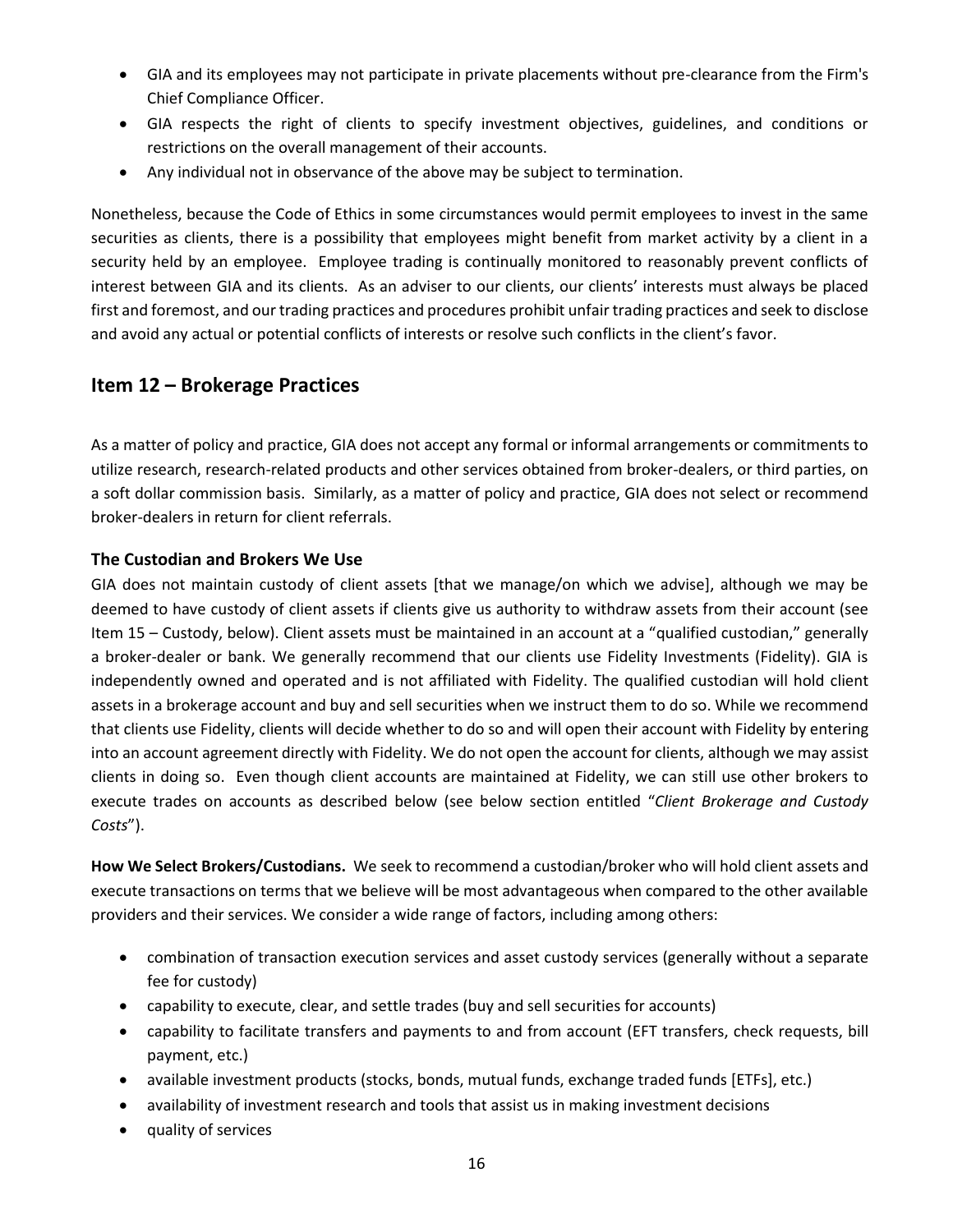- GIA and its employees may not participate in private placements without pre-clearance from the Firm's Chief Compliance Officer.
- GIA respects the right of clients to specify investment objectives, guidelines, and conditions or restrictions on the overall management of their accounts.
- Any individual not in observance of the above may be subject to termination.

Nonetheless, because the Code of Ethics in some circumstances would permit employees to invest in the same securities as clients, there is a possibility that employees might benefit from market activity by a client in a security held by an employee. Employee trading is continually monitored to reasonably prevent conflicts of interest between GIA and its clients. As an adviser to our clients, our clients' interests must always be placed first and foremost, and our trading practices and procedures prohibit unfair trading practices and seek to disclose and avoid any actual or potential conflicts of interests or resolve such conflicts in the client's favor.

## Item 12 – Brokerage Practices

As a matter of policy and practice, GIA does not accept any formal or informal arrangements or commitments to utilize research, research-related products and other services obtained from broker-dealers, or third parties, on a soft dollar commission basis. Similarly, as a matter of policy and practice, GIA does not select or recommend broker-dealers in return for client referrals.

### The Custodian and Brokers We Use

GIA does not maintain custody of client assets [that we manage/on which we advise], although we may be deemed to have custody of client assets if clients give us authority to withdraw assets from their account (see Item 15 – Custody, below). Client assets must be maintained in an account at a "qualified custodian," generally a broker-dealer or bank. We generally recommend that our clients use Fidelity Investments (Fidelity). GIA is independently owned and operated and is not affiliated with Fidelity. The qualified custodian will hold client assets in a brokerage account and buy and sell securities when we instruct them to do so. While we recommend that clients use Fidelity, clients will decide whether to do so and will open their account with Fidelity by entering into an account agreement directly with Fidelity. We do not open the account for clients, although we may assist clients in doing so. Even though client accounts are maintained at Fidelity, we can still use other brokers to execute trades on accounts as described below (see below section entitled "*Client Brokerage and Custody Costs*").

**How We Select Brokers/Custodians.** We seek to recommend a custodian/broker who will hold client assets and execute transactions on terms that we believe will be most advantageous when compared to the other available providers and their services. We consider a wide range of factors, including among others:

- combination of transaction execution services and asset custody services (generally without a separate fee for custody)
- capability to execute, clear, and settle trades (buy and sell securities for accounts)
- capability to facilitate transfers and payments to and from account (EFT transfers, check requests, bill payment, etc.)
- available investment products (stocks, bonds, mutual funds, exchange traded funds [ETFs], etc.)
- availability of investment research and tools that assist us in making investment decisions
- quality of services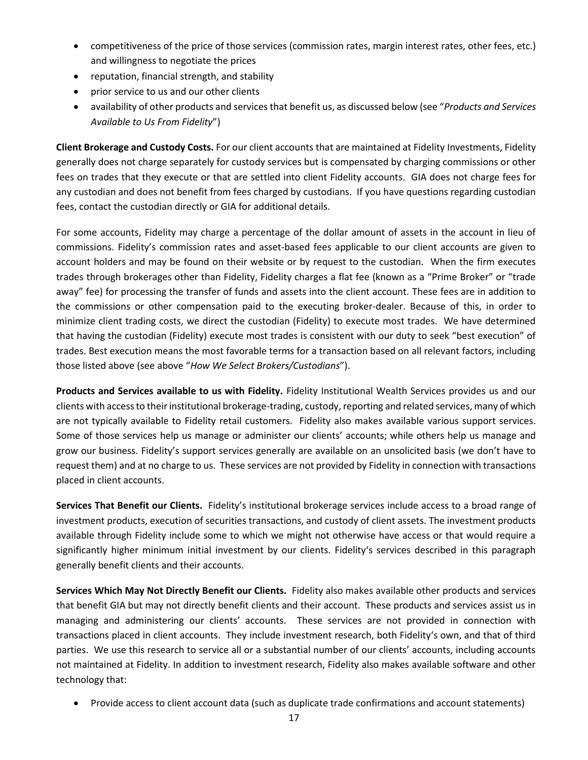- competitiveness of the price of those services (commission rates, margin interest rates, other fees, etc.) and willingness to negotiate the prices
- reputation, financial strength, and stability
- prior service to us and our other clients
- availability of other products and services that benefit us, as discussed below (see "*Products and Services Available to Us From Fidelity*")

**Client Brokerage and Custody Costs.** For our client accounts that are maintained at Fidelity Investments, Fidelity generally does not charge separately for custody services but is compensated by charging commissions or other fees on trades that they execute or that are settled into client Fidelity accounts. GIA does not charge fees for any custodian and does not benefit from fees charged by custodians. If you have questions regarding custodian fees, contact the custodian directly or GIA for additional details.

For some accounts, Fidelity may charge a percentage of the dollar amount of assets in the account in lieu of commissions. Fidelity's commission rates and asset-based fees applicable to our client accounts are given to account holders and may be found on their website or by request to the custodian. When the firm executes trades through brokerages other than Fidelity, Fidelity charges a flat fee (known as a "Prime Broker" or "trade away" fee) for processing the transfer of funds and assets into the client account. These fees are in addition to the commissions or other compensation paid to the executing broker-dealer. Because of this, in order to minimize client trading costs, we direct the custodian (Fidelity) to execute most trades. We have determined that having the custodian (Fidelity) execute most trades is consistent with our duty to seek "best execution" of trades. Best execution means the most favorable terms for a transaction based on all relevant factors, including those listed above (see above "*How We Select Brokers/Custodians*").

**Products and Services available to us with Fidelity.** Fidelity Institutional Wealth Services provides us and our clients with access to their institutional brokerage-trading, custody, reporting and related services, many of which are not typically available to Fidelity retail customers. Fidelity also makes available various support services. Some of those services help us manage or administer our clients' accounts; while others help us manage and grow our business. Fidelity's support services generally are available on an unsolicited basis (we don't have to request them) and at no charge to us. These services are not provided by Fidelity in connection with transactions placed in client accounts.

**Services That Benefit our Clients.** Fidelity's institutional brokerage services include access to a broad range of investment products, execution of securities transactions, and custody of client assets. The investment products available through Fidelity include some to which we might not otherwise have access or that would require a significantly higher minimum initial investment by our clients. Fidelity's services described in this paragraph generally benefit clients and their accounts.

**Services Which May Not Directly Benefit our Clients.** Fidelity also makes available other products and services that benefit GIA but may not directly benefit clients and their account. These products and services assist us in managing and administering our clients' accounts. These services are not provided in connection with transactions placed in client accounts. They include investment research, both Fidelity's own, and that of third parties. We use this research to service all or a substantial number of our clients' accounts, including accounts not maintained at Fidelity. In addition to investment research, Fidelity also makes available software and other technology that:

- Provide access to client account data (such as duplicate trade confirmations and account statements)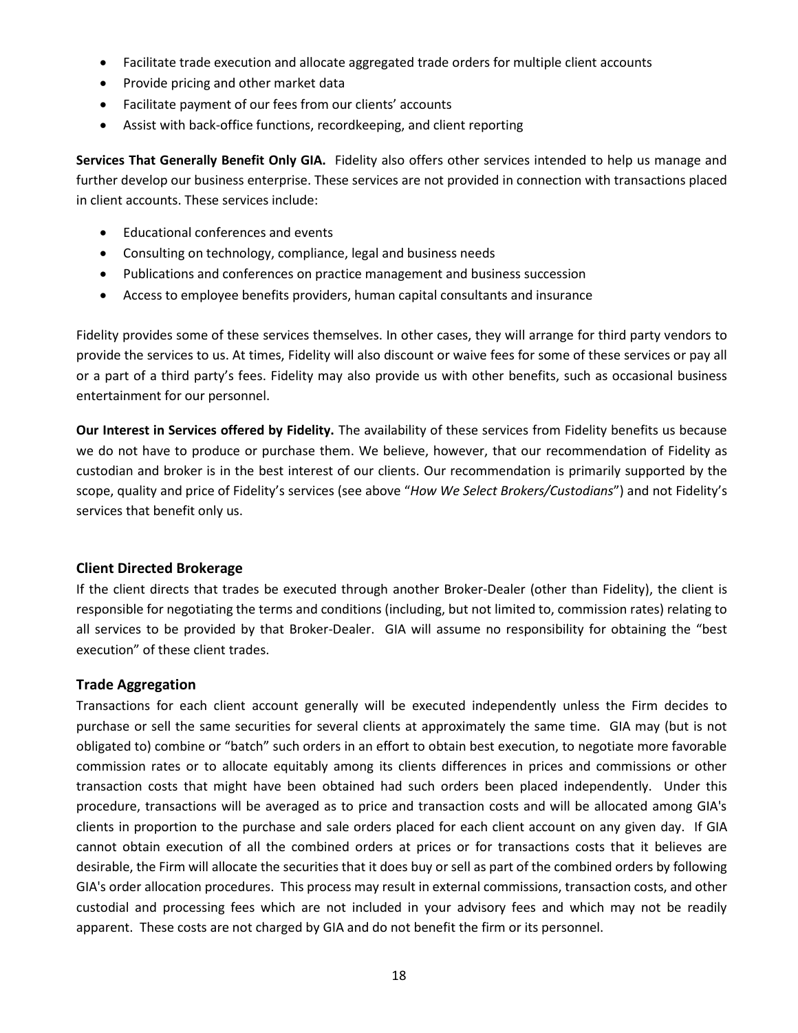- Facilitate trade execution and allocate aggregated trade orders for multiple client accounts
- Provide pricing and other market data
- Facilitate payment of our fees from our clients' accounts
- Assist with back-office functions, recordkeeping, and client reporting

**Services That Generally Benefit Only GIA.** Fidelity also offers other services intended to help us manage and further develop our business enterprise. These services are not provided in connection with transactions placed in client accounts. These services include:

- Educational conferences and events
- Consulting on technology, compliance, legal and business needs
- Publications and conferences on practice management and business succession
- Access to employee benefits providers, human capital consultants and insurance

Fidelity provides some of these services themselves. In other cases, they will arrange for third party vendors to provide the services to us. At times, Fidelity will also discount or waive fees for some of these services or pay all or a part of a third party's fees. Fidelity may also provide us with other benefits, such as occasional business entertainment for our personnel.

**Our Interest in Services offered by Fidelity.** The availability of these services from Fidelity benefits us because we do not have to produce or purchase them. We believe, however, that our recommendation of Fidelity as custodian and broker is in the best interest of our clients. Our recommendation is primarily supported by the scope, quality and price of Fidelity's services (see above "*How We Select Brokers/Custodians*") and not Fidelity's services that benefit only us.

## Client Directed Brokerage

If the client directs that trades be executed through another Broker-Dealer (other than Fidelity), the client is responsible for negotiating the terms and conditions (including, but not limited to, commission rates) relating to all services to be provided by that Broker-Dealer. GIA will assume no responsibility for obtaining the "best execution" of these client trades.

## Trade Aggregation

Transactions for each client account generally will be executed independently unless the Firm decides to purchase or sell the same securities for several clients at approximately the same time. GIA may (but is not obligated to) combine or "batch" such orders in an effort to obtain best execution, to negotiate more favorable commission rates or to allocate equitably among its clients differences in prices and commissions or other transaction costs that might have been obtained had such orders been placed independently. Under this procedure, transactions will be averaged as to price and transaction costs and will be allocated among GIA's clients in proportion to the purchase and sale orders placed for each client account on any given day. If GIA cannot obtain execution of all the combined orders at prices or for transactions costs that it believes are desirable, the Firm will allocate the securities that it does buy or sell as part of the combined orders by following GIA's order allocation procedures. This process may result in external commissions, transaction costs, and other custodial and processing fees which are not included in your advisory fees and which may not be readily apparent. These costs are not charged by GIA and do not benefit the firm or its personnel.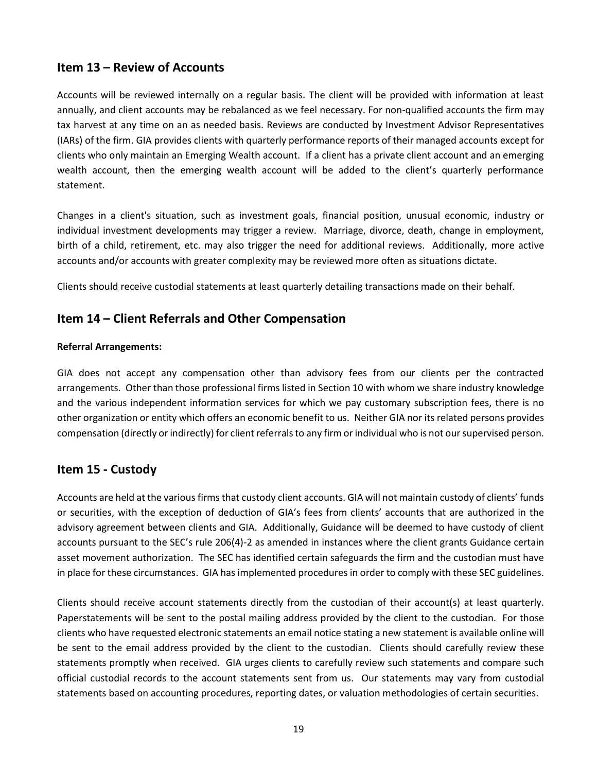## Item 13 – Review of Accounts

Accounts will be reviewed internally on a regular basis. The client will be provided with information at least annually, and client accounts may be rebalanced as we feel necessary. For non-qualified accounts the firm may tax harvest at any time on an as needed basis. Reviews are conducted by Investment Advisor Representatives (IARs) of the firm. GIA provides clients with quarterly performance reports of their managed accounts except for clients who only maintain an Emerging Wealth account. If a client has a private client account and an emerging wealth account, then the emerging wealth account will be added to the client's quarterly performance statement.

Changes in a client's situation, such as investment goals, financial position, unusual economic, industry or individual investment developments may trigger a review. Marriage, divorce, death, change in employment, birth of a child, retirement, etc. may also trigger the need for additional reviews. Additionally, more active accounts and/or accounts with greater complexity may be reviewed more often as situations dictate.

Clients should receive custodial statements at least quarterly detailing transactions made on their behalf.

## Item 14 – Client Referrals and Other Compensation

**Referral Arrangements:**

GIA does not accept any compensation other than advisory fees from our clients per the contracted arrangements. Other than those professional firms listed in Section 10 with whom we share industry knowledge and the various independent information services for which we pay customary subscription fees, there is no other organization or entity which offers an economic benefit to us. Neither GIA nor its related persons provides compensation (directly or indirectly) for client referrals to any firm or individual who is not our supervised person.

## Item 15 - Custody

Accounts are held at the various firms that custody client accounts. GIA will not maintain custody of clients' funds or securities, with the exception of deduction of GIA's fees from clients' accounts that are authorized in the advisory agreement between clients and GIA. Additionally, Guidance will be deemed to have custody of client accounts pursuant to the SEC's rule 206(4)-2 as amended in instances where the client grants Guidance certain asset movement authorization. The SEC has identified certain safeguards the firm and the custodian must have in place for these circumstances. GIA has implemented procedures in order to comply with these SEC guidelines.

Clients should receive account statements directly from the custodian of their account(s) at least quarterly. Paperstatements will be sent to the postal mailing address provided by the client to the custodian. For those clients who have requested electronic statements an email notice stating a new statement is available online will be sent to the email address provided by the client to the custodian. Clients should carefully review these statements promptly when received. GIA urges clients to carefully review such statements and compare such official custodial records to the account statements sent from us. Our statements may vary from custodial statements based on accounting procedures, reporting dates, or valuation methodologies of certain securities.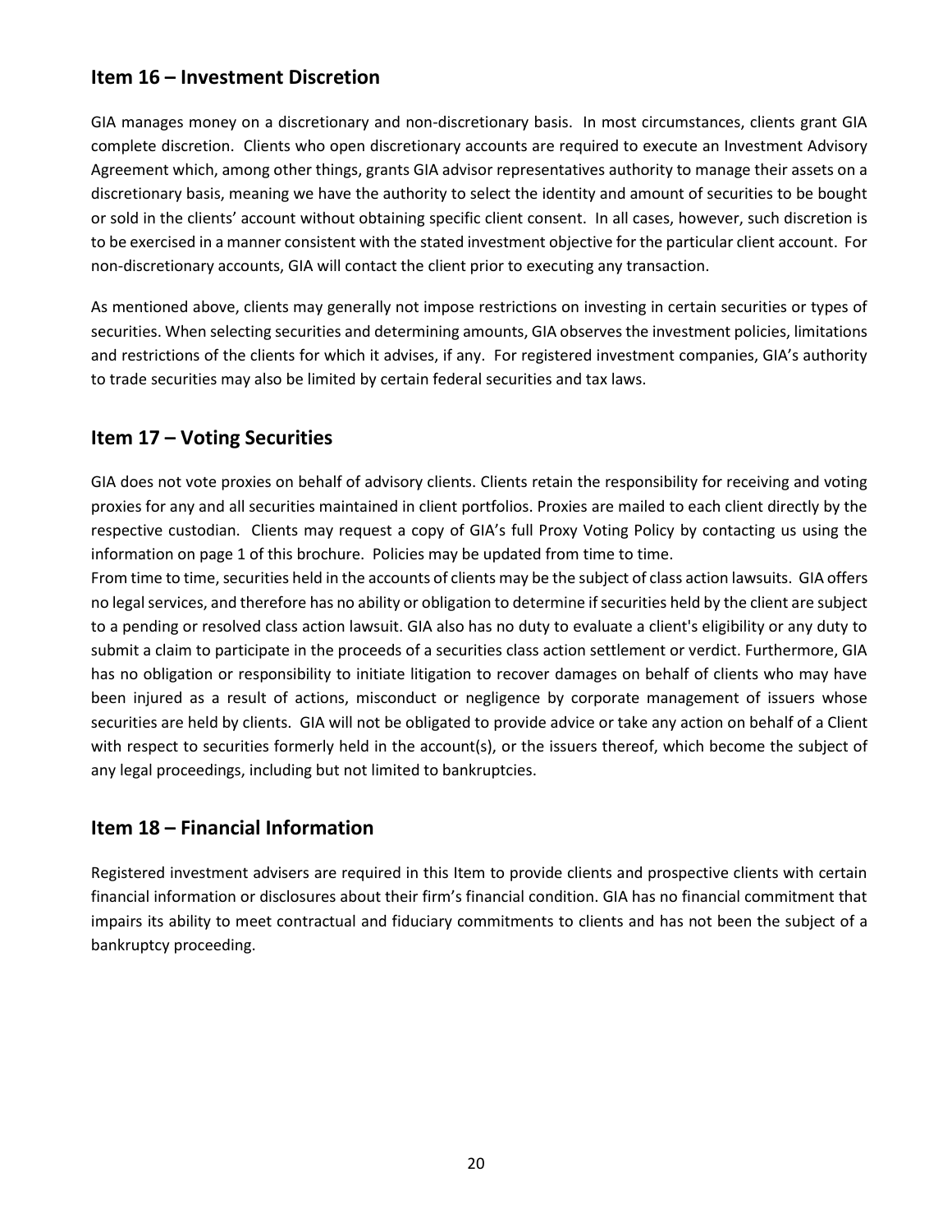## Item 16 – Investment Discretion

GIA manages money on a discretionary and non-discretionary basis. In most circumstances, clients grant GIA complete discretion. Clients who open discretionary accounts are required to execute an Investment Advisory Agreement which, among other things, grants GIA advisor representatives authority to manage their assets on a discretionary basis, meaning we have the authority to select the identity and amount of securities to be bought or sold in the clients' account without obtaining specific client consent. In all cases, however, such discretion is to be exercised in a manner consistent with the stated investment objective for the particular client account. For non-discretionary accounts, GIA will contact the client prior to executing any transaction.

As mentioned above, clients may generally not impose restrictions on investing in certain securities or types of securities. When selecting securities and determining amounts, GIA observes the investment policies, limitations and restrictions of the clients for which it advises, if any. For registered investment companies, GIA's authority to trade securities may also be limited by certain federal securities and tax laws.

## Item 17 – Voting Securities

GIA does not vote proxies on behalf of advisory clients. Clients retain the responsibility for receiving and voting proxies for any and all securities maintained in client portfolios. Proxies are mailed to each client directly by the respective custodian. Clients may request a copy of GIA's full Proxy Voting Policy by contacting us using the information on page 1 of this brochure. Policies may be updated from time to time.

From time to time, securities held in the accounts of clients may be the subject of class action lawsuits. GIA offers no legal services, and therefore has no ability or obligation to determine if securities held by the client are subject to a pending or resolved class action lawsuit. GIA also has no duty to evaluate a client's eligibility or any duty to submit a claim to participate in the proceeds of a securities class action settlement or verdict. Furthermore, GIA has no obligation or responsibility to initiate litigation to recover damages on behalf of clients who may have been injured as a result of actions, misconduct or negligence by corporate management of issuers whose securities are held by clients. GIA will not be obligated to provide advice or take any action on behalf of a Client with respect to securities formerly held in the account(s), or the issuers thereof, which become the subject of any legal proceedings, including but not limited to bankruptcies.

## Item 18 – Financial Information

Registered investment advisers are required in this Item to provide clients and prospective clients with certain financial information or disclosures about their firm's financial condition. GIA has no financial commitment that impairs its ability to meet contractual and fiduciary commitments to clients and has not been the subject of a bankruptcy proceeding.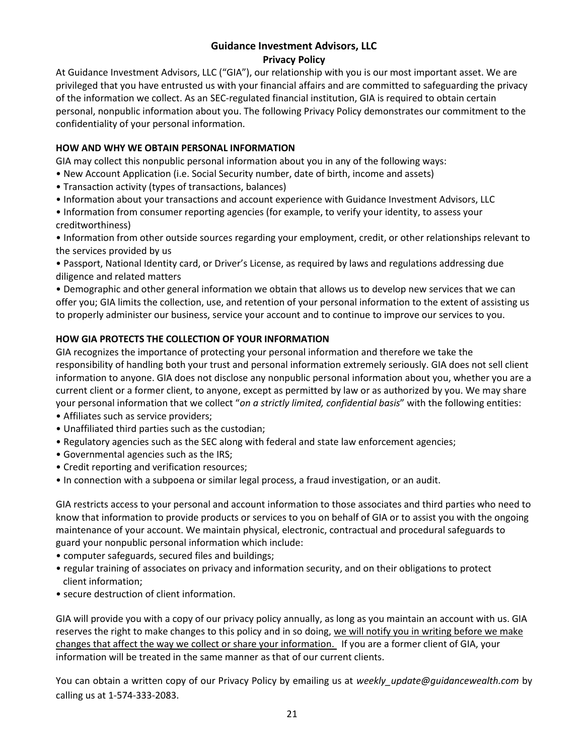# Guidance Investment Advisors, LLC

## Privacy Policy

At Guidance Investment Advisors, LLC ("GIA"), our relationship with you is our most important asset. We are privileged that you have entrusted us with your financial affairs and are committed to safeguarding the privacy of the information we collect. As an SEC-regulated financial institution, GIA is required to obtain certain personal, nonpublic information about you. The following Privacy Policy demonstrates our commitment to the confidentiality of your personal information.

### HOW AND WHY WE OBTAIN PERSONAL INFORMATION

GIA may collect this nonpublic personal information about you in any of the following ways:

- New Account Application (i.e. Social Security number, date of birth, income and assets)
- Transaction activity (types of transactions, balances)
- Information about your transactions and account experience with Guidance Investment Advisors, LLC
- Information from consumer reporting agencies (for example, to verify your identity, to assess your creditworthiness)
- Information from other outside sources regarding your employment, credit, or other relationships relevant to the services provided by us
- Passport, National Identity card, or Driver's License, as required by laws and regulations addressing due diligence and related matters
- Demographic and other general information we obtain that allows us to develop new services that we can offer you; GIA limits the collection, use, and retention of your personal information to the extent of assisting us to properly administer our business, service your account and to continue to improve our services to you.

### HOW GIA PROTECTS THE COLLECTION OF YOUR INFORMATION

GIA recognizes the importance of protecting your personal information and therefore we take the responsibility of handling both your trust and personal information extremely seriously. GIA does not sell client information to anyone. GIA does not disclose any nonpublic personal information about you, whether you are a current client or a former client, to anyone, except as permitted by law or as authorized by you. We may share your personal information that we collect "*on a strictly limited, confidential basis*" with the following entities:

- Affiliates such as service providers;
- Unaffiliated third parties such as the custodian;
- Regulatory agencies such as the SEC along with federal and state law enforcement agencies;
- Governmental agencies such as the IRS;
- Credit reporting and verification resources;
- In connection with a subpoena or similar legal process, a fraud investigation, or an audit.

GIA restricts access to your personal and account information to those associates and third parties who need to know that information to provide products or services to you on behalf of GIA or to assist you with the ongoing maintenance of your account. We maintain physical, electronic, contractual and procedural safeguards to guard your nonpublic personal information which include:

- computer safeguards, secured files and buildings;
- regular training of associates on privacy and information security, and on their obligations to protect client information;
- secure destruction of client information.

GIA will provide you with a copy of our privacy policy annually, as long as you maintain an account with us. GIA reserves the right to make changes to this policy and in so doing, <u>we will notify you in writing before we make changes that affect the way we collect or share your information.</u> If you are a former client of GIA, your information will be treated in the same manner as that of our current clients.

You can obtain a written copy of our Privacy Policy by emailing us at *weekly_update@guidancewealth.com* by calling us at 1-574-333-2083.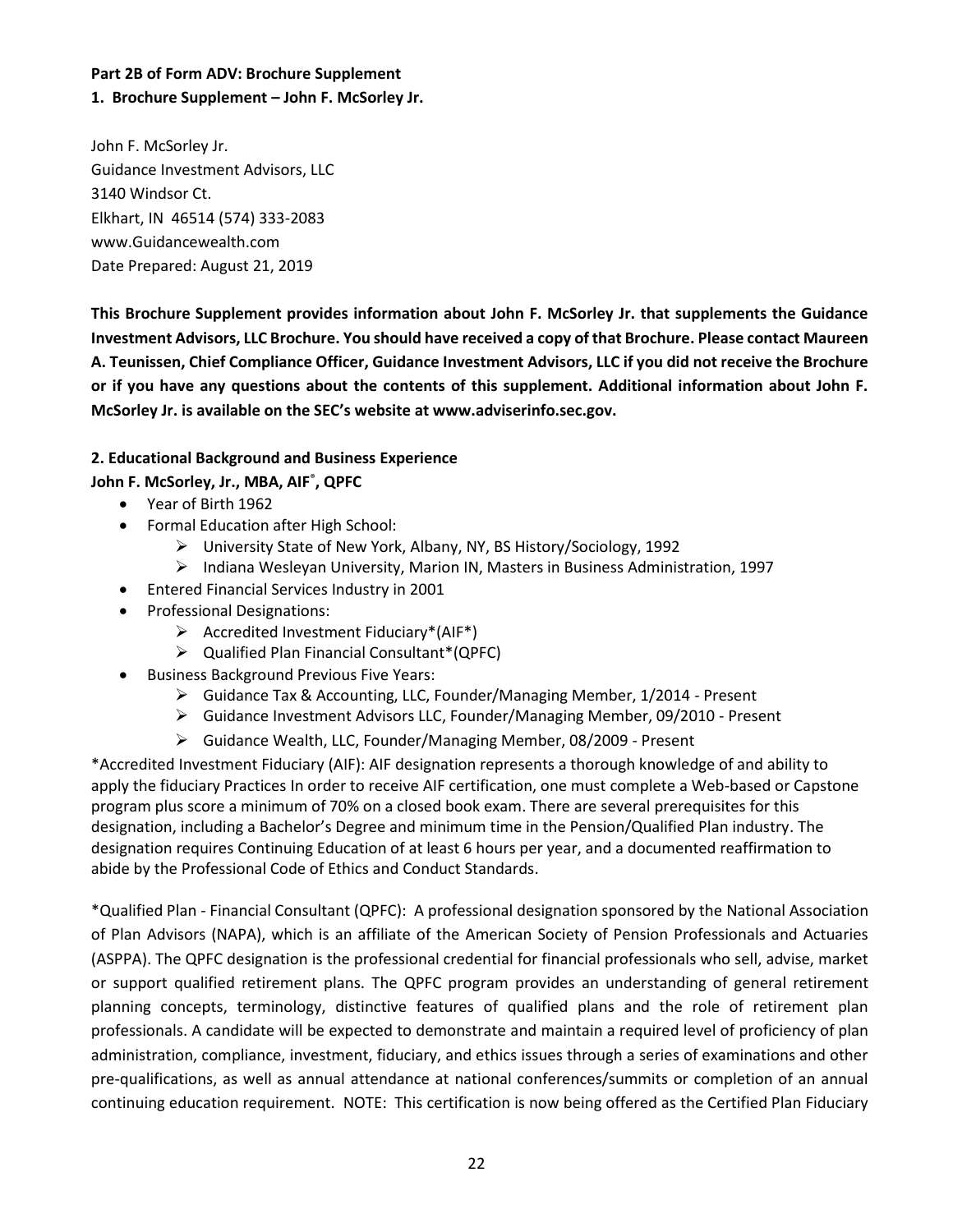**Part 2B of Form ADV: Brochure Supplement**

**1. Brochure Supplement – John F. McSorley Jr.**

John F. McSorley Jr.
Guidance Investment Advisors, LLC
3140 Windsor Ct.
Elkhart, IN 46514 (574) 333-2083
www.Guidancewealth.com
Date Prepared: August 21, 2019

**This Brochure Supplement provides information about John F. McSorley Jr. that supplements the Guidance Investment Advisors, LLC Brochure. You should have received a copy of that Brochure. Please contact Maureen A. Teunissen, Chief Compliance Officer, Guidance Investment Advisors, LLC if you did not receive the Brochure or if you have any questions about the contents of this supplement. Additional information about John F. McSorley Jr. is available on the SEC's website at www.adviserinfo.sec.gov.**

**2. Educational Background and Business Experience**

**John F. McSorley, Jr., MBA, AIF®, QPFC**

- Year of Birth 1962
- Formal Education after High School:
  - University State of New York, Albany, NY, BS History/Sociology, 1992
  - Indiana Wesleyan University, Marion IN, Masters in Business Administration, 1997
- Entered Financial Services Industry in 2001
- Professional Designations:
  - Accredited Investment Fiduciary*(AIF*)
  - Qualified Plan Financial Consultant*(QPFC)
- Business Background Previous Five Years:
  - Guidance Tax & Accounting, LLC, Founder/Managing Member, 1/2014 - Present
  - Guidance Investment Advisors LLC, Founder/Managing Member, 09/2010 - Present
  - Guidance Wealth, LLC, Founder/Managing Member, 08/2009 - Present

*Accredited Investment Fiduciary (AIF): AIF designation represents a thorough knowledge of and ability to apply the fiduciary Practices In order to receive AIF certification, one must complete a Web-based or Capstone program plus score a minimum of 70% on a closed book exam. There are several prerequisites for this designation, including a Bachelor's Degree and minimum time in the Pension/Qualified Plan industry. The designation requires Continuing Education of at least 6 hours per year, and a documented reaffirmation to abide by the Professional Code of Ethics and Conduct Standards.

*Qualified Plan - Financial Consultant (QPFC): A professional designation sponsored by the National Association of Plan Advisors (NAPA), which is an affiliate of the American Society of Pension Professionals and Actuaries (ASPPA). The QPFC designation is the professional credential for financial professionals who sell, advise, market or support qualified retirement plans. The QPFC program provides an understanding of general retirement planning concepts, terminology, distinctive features of qualified plans and the role of retirement plan professionals. A candidate will be expected to demonstrate and maintain a required level of proficiency of plan administration, compliance, investment, fiduciary, and ethics issues through a series of examinations and other pre-qualifications, as well as annual attendance at national conferences/summits or completion of an annual continuing education requirement. NOTE: This certification is now being offered as the Certified Plan Fiduciary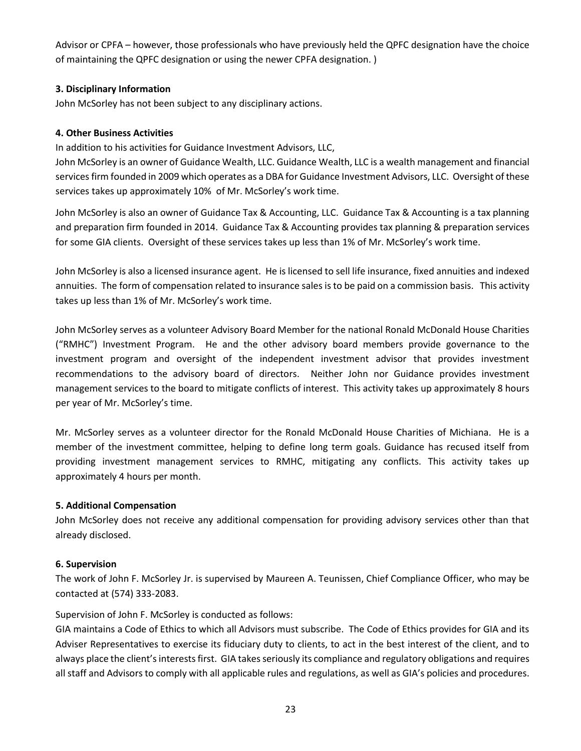Advisor or CPFA – however, those professionals who have previously held the QPFC designation have the choice of maintaining the QPFC designation or using the newer CPFA designation. )

**3. Disciplinary Information**

John McSorley has not been subject to any disciplinary actions.

**4. Other Business Activities**

In addition to his activities for Guidance Investment Advisors, LLC,

John McSorley is an owner of Guidance Wealth, LLC. Guidance Wealth, LLC is a wealth management and financial services firm founded in 2009 which operates as a DBA for Guidance Investment Advisors, LLC. Oversight of these services takes up approximately 10% of Mr. McSorley's work time.

John McSorley is also an owner of Guidance Tax & Accounting, LLC. Guidance Tax & Accounting is a tax planning and preparation firm founded in 2014. Guidance Tax & Accounting provides tax planning & preparation services for some GIA clients. Oversight of these services takes up less than 1% of Mr. McSorley's work time.

John McSorley is also a licensed insurance agent. He is licensed to sell life insurance, fixed annuities and indexed annuities. The form of compensation related to insurance sales is to be paid on a commission basis. This activity takes up less than 1% of Mr. McSorley's work time.

John McSorley serves as a volunteer Advisory Board Member for the national Ronald McDonald House Charities ("RMHC") Investment Program. He and the other advisory board members provide governance to the investment program and oversight of the independent investment advisor that provides investment recommendations to the advisory board of directors. Neither John nor Guidance provides investment management services to the board to mitigate conflicts of interest. This activity takes up approximately 8 hours per year of Mr. McSorley's time.

Mr. McSorley serves as a volunteer director for the Ronald McDonald House Charities of Michiana. He is a member of the investment committee, helping to define long term goals. Guidance has recused itself from providing investment management services to RMHC, mitigating any conflicts. This activity takes up approximately 4 hours per month.

**5. Additional Compensation**

John McSorley does not receive any additional compensation for providing advisory services other than that already disclosed.

**6. Supervision**

The work of John F. McSorley Jr. is supervised by Maureen A. Teunissen, Chief Compliance Officer, who may be contacted at (574) 333-2083.

Supervision of John F. McSorley is conducted as follows:

GIA maintains a Code of Ethics to which all Advisors must subscribe. The Code of Ethics provides for GIA and its Adviser Representatives to exercise its fiduciary duty to clients, to act in the best interest of the client, and to always place the client's interests first. GIA takes seriously its compliance and regulatory obligations and requires all staff and Advisors to comply with all applicable rules and regulations, as well as GIA's policies and procedures.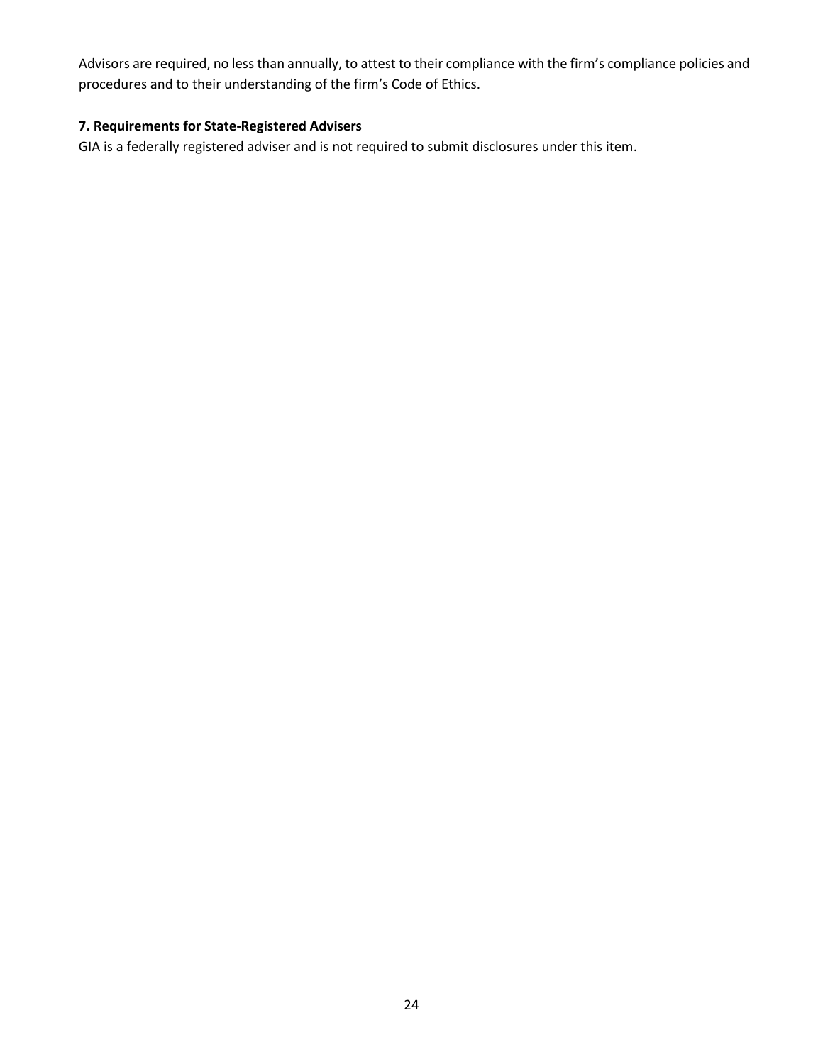Advisors are required, no less than annually, to attest to their compliance with the firm's compliance policies and procedures and to their understanding of the firm's Code of Ethics.

**7. Requirements for State-Registered Advisers**

GIA is a federally registered adviser and is not required to submit disclosures under this item.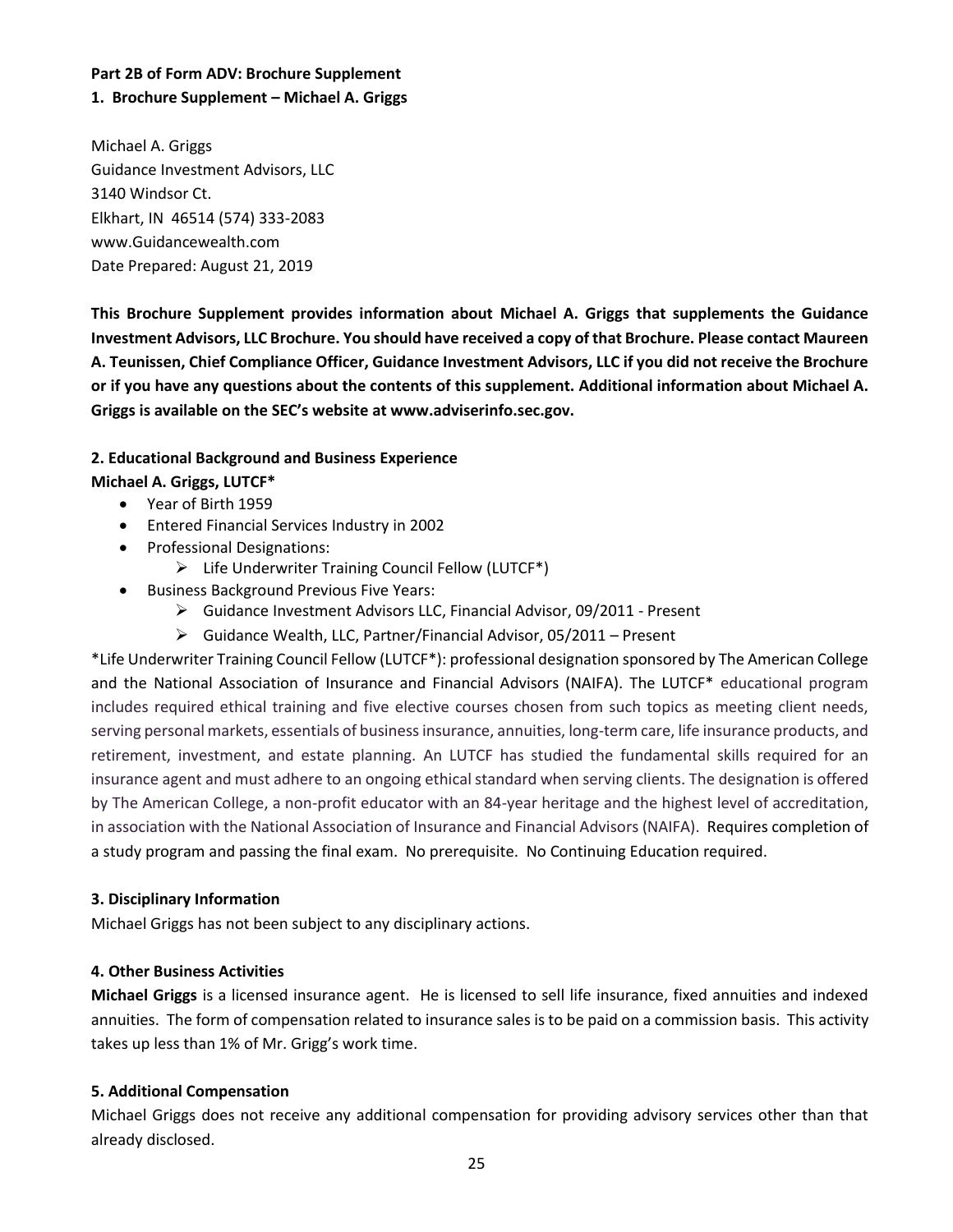**Part 2B of Form ADV: Brochure Supplement**

**1. Brochure Supplement – Michael A. Griggs**

Michael A. Griggs
Guidance Investment Advisors, LLC
3140 Windsor Ct.
Elkhart, IN 46514 (574) 333-2083
www.Guidancewealth.com
Date Prepared: August 21, 2019

**This Brochure Supplement provides information about Michael A. Griggs that supplements the Guidance Investment Advisors, LLC Brochure. You should have received a copy of that Brochure. Please contact Maureen A. Teunissen, Chief Compliance Officer, Guidance Investment Advisors, LLC if you did not receive the Brochure or if you have any questions about the contents of this supplement. Additional information about Michael A. Griggs is available on the SEC's website at www.adviserinfo.sec.gov.**

**2. Educational Background and Business Experience**

**Michael A. Griggs, LUTCF***

- Year of Birth 1959
- Entered Financial Services Industry in 2002
- Professional Designations:
  - Life Underwriter Training Council Fellow (LUTCF*)
- Business Background Previous Five Years:
  - Guidance Investment Advisors LLC, Financial Advisor, 09/2011 - Present
  - Guidance Wealth, LLC, Partner/Financial Advisor, 05/2011 – Present

*Life Underwriter Training Council Fellow (LUTCF*): professional designation sponsored by The American College and the National Association of Insurance and Financial Advisors (NAIFA). The LUTCF* educational program includes required ethical training and five elective courses chosen from such topics as meeting client needs, serving personal markets, essentials of business insurance, annuities, long-term care, life insurance products, and retirement, investment, and estate planning. An LUTCF has studied the fundamental skills required for an insurance agent and must adhere to an ongoing ethical standard when serving clients. The designation is offered by The American College, a non-profit educator with an 84-year heritage and the highest level of accreditation, in association with the National Association of Insurance and Financial Advisors (NAIFA). Requires completion of a study program and passing the final exam. No prerequisite. No Continuing Education required.

**3. Disciplinary Information**

Michael Griggs has not been subject to any disciplinary actions.

**4. Other Business Activities**

**Michael Griggs** is a licensed insurance agent. He is licensed to sell life insurance, fixed annuities and indexed annuities. The form of compensation related to insurance sales is to be paid on a commission basis. This activity takes up less than 1% of Mr. Grigg's work time.

**5. Additional Compensation**

Michael Griggs does not receive any additional compensation for providing advisory services other than that already disclosed.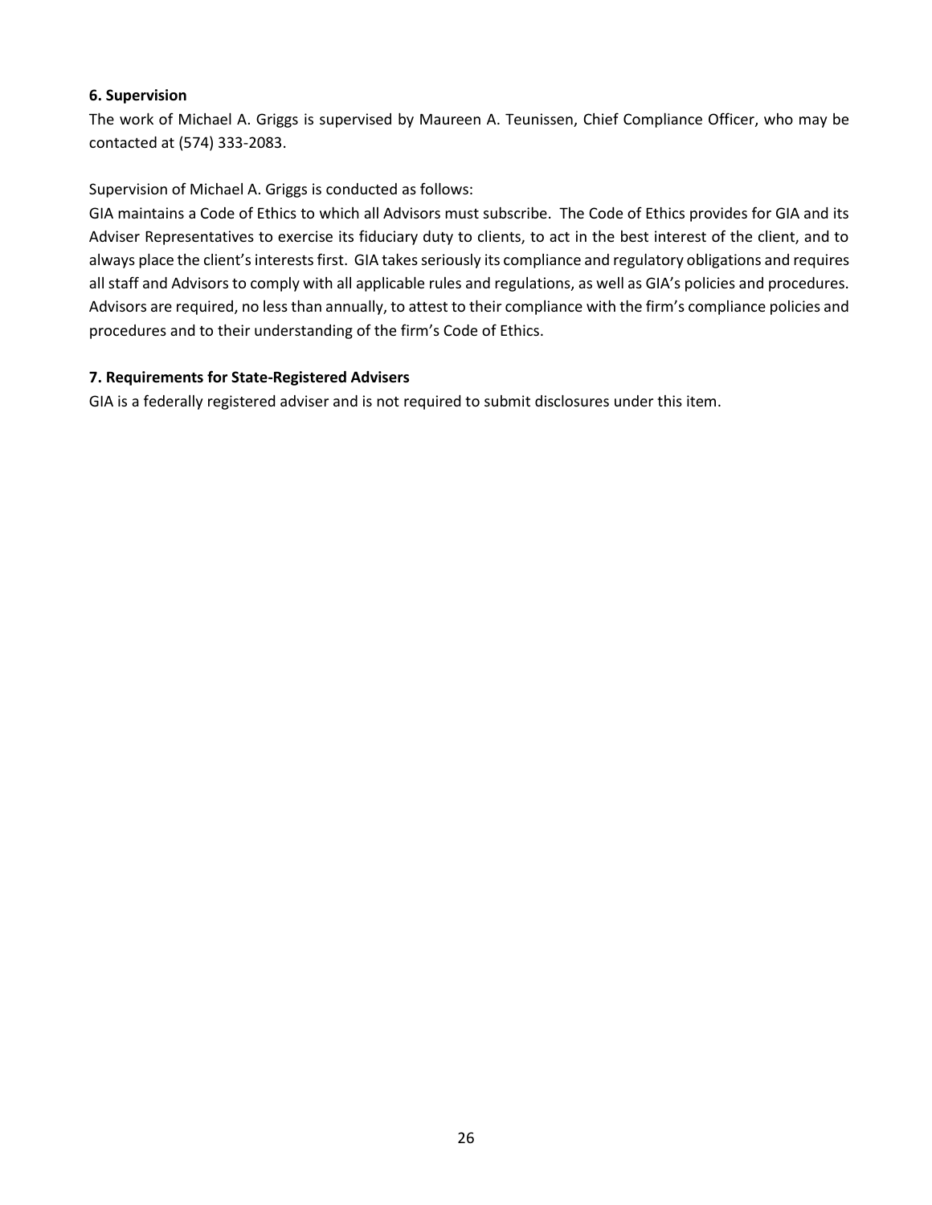**6. Supervision**

The work of Michael A. Griggs is supervised by Maureen A. Teunissen, Chief Compliance Officer, who may be contacted at (574) 333-2083.

Supervision of Michael A. Griggs is conducted as follows:

GIA maintains a Code of Ethics to which all Advisors must subscribe. The Code of Ethics provides for GIA and its Adviser Representatives to exercise its fiduciary duty to clients, to act in the best interest of the client, and to always place the client's interests first. GIA takes seriously its compliance and regulatory obligations and requires all staff and Advisors to comply with all applicable rules and regulations, as well as GIA's policies and procedures. Advisors are required, no less than annually, to attest to their compliance with the firm's compliance policies and procedures and to their understanding of the firm's Code of Ethics.

**7. Requirements for State-Registered Advisers**

GIA is a federally registered adviser and is not required to submit disclosures under this item.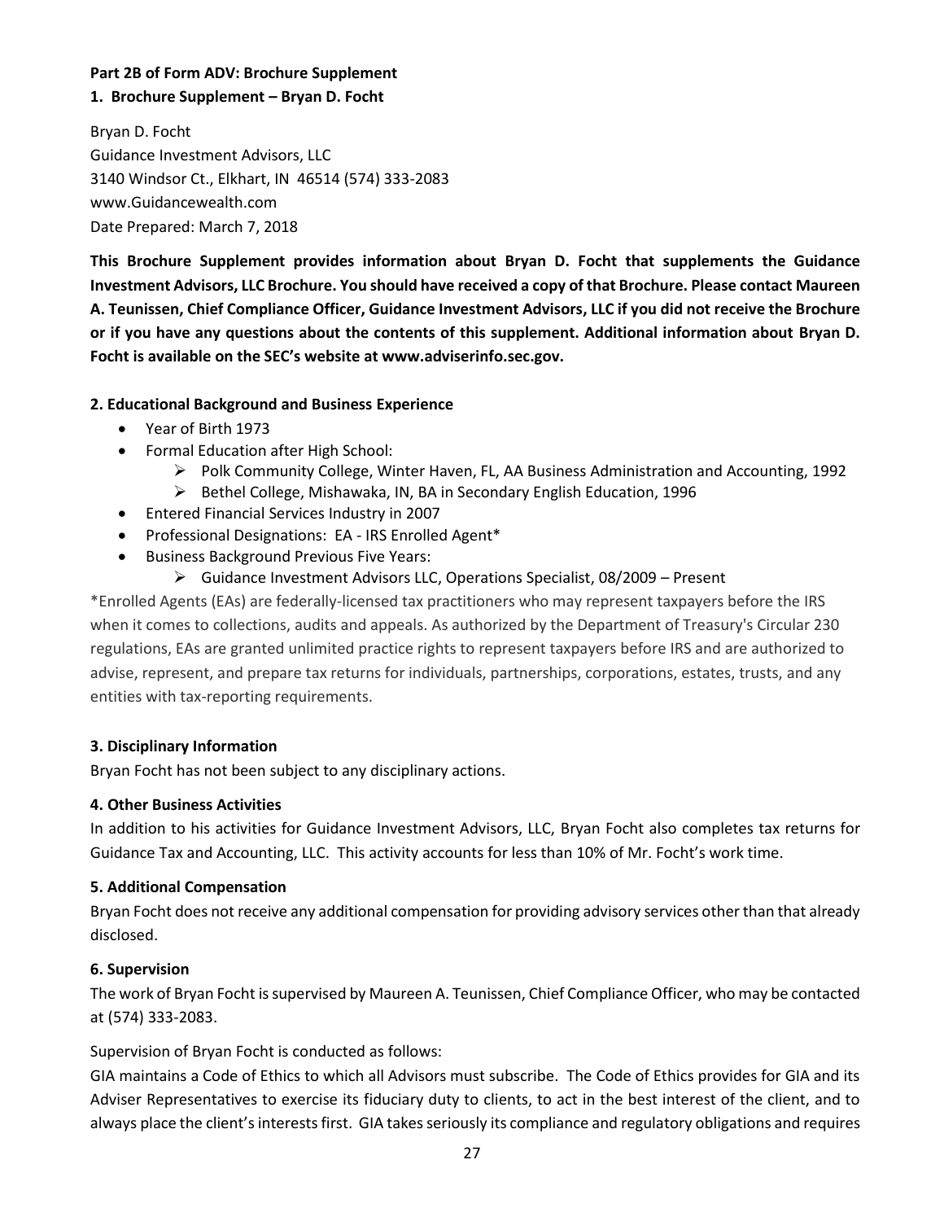**Part 2B of Form ADV: Brochure Supplement**

**1. Brochure Supplement – Bryan D. Focht**

Bryan D. Focht
Guidance Investment Advisors, LLC
3140 Windsor Ct., Elkhart, IN 46514 (574) 333-2083
www.Guidancewealth.com
Date Prepared: March 7, 2018

**This Brochure Supplement provides information about Bryan D. Focht that supplements the Guidance Investment Advisors, LLC Brochure. You should have received a copy of that Brochure. Please contact Maureen A. Teunissen, Chief Compliance Officer, Guidance Investment Advisors, LLC if you did not receive the Brochure or if you have any questions about the contents of this supplement. Additional information about Bryan D. Focht is available on the SEC's website at www.adviserinfo.sec.gov.**

**2. Educational Background and Business Experience**

- Year of Birth 1973
- Formal Education after High School:
  - Polk Community College, Winter Haven, FL, AA Business Administration and Accounting, 1992
  - Bethel College, Mishawaka, IN, BA in Secondary English Education, 1996
- Entered Financial Services Industry in 2007
- Professional Designations: EA - IRS Enrolled Agent*
- Business Background Previous Five Years:
  - Guidance Investment Advisors LLC, Operations Specialist, 08/2009 – Present

*Enrolled Agents (EAs) are federally-licensed tax practitioners who may represent taxpayers before the IRS when it comes to collections, audits and appeals. As authorized by the Department of Treasury's Circular 230 regulations, EAs are granted unlimited practice rights to represent taxpayers before IRS and are authorized to advise, represent, and prepare tax returns for individuals, partnerships, corporations, estates, trusts, and any entities with tax-reporting requirements.

**3. Disciplinary Information**

Bryan Focht has not been subject to any disciplinary actions.

**4. Other Business Activities**

In addition to his activities for Guidance Investment Advisors, LLC, Bryan Focht also completes tax returns for Guidance Tax and Accounting, LLC. This activity accounts for less than 10% of Mr. Focht's work time.

**5. Additional Compensation**

Bryan Focht does not receive any additional compensation for providing advisory services other than that already disclosed.

**6. Supervision**

The work of Bryan Focht is supervised by Maureen A. Teunissen, Chief Compliance Officer, who may be contacted at (574) 333-2083.

Supervision of Bryan Focht is conducted as follows:

GIA maintains a Code of Ethics to which all Advisors must subscribe. The Code of Ethics provides for GIA and its Adviser Representatives to exercise its fiduciary duty to clients, to act in the best interest of the client, and to always place the client's interests first. GIA takes seriously its compliance and regulatory obligations and requires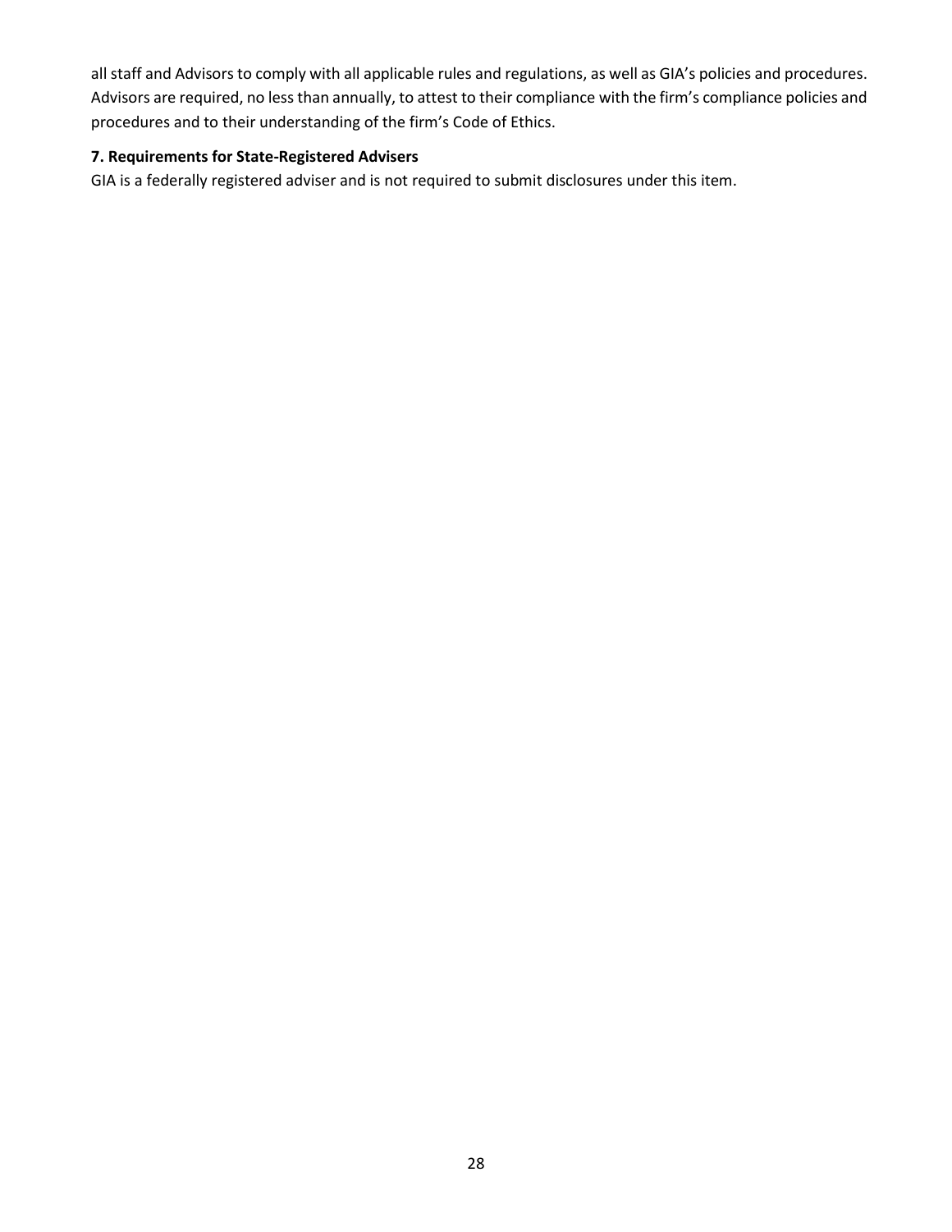all staff and Advisors to comply with all applicable rules and regulations, as well as GIA's policies and procedures. Advisors are required, no less than annually, to attest to their compliance with the firm's compliance policies and procedures and to their understanding of the firm's Code of Ethics.

**7. Requirements for State-Registered Advisers**

GIA is a federally registered adviser and is not required to submit disclosures under this item.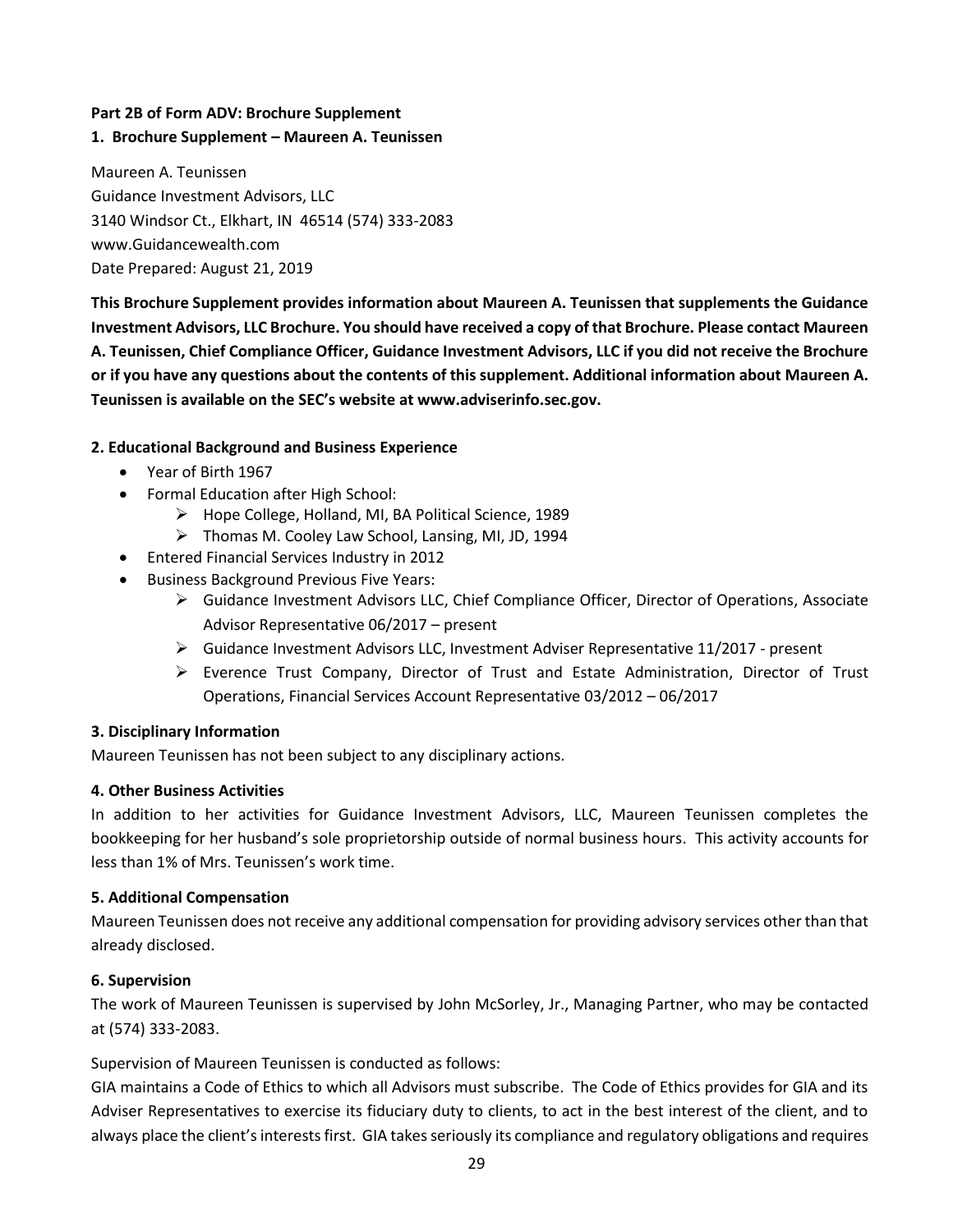**Part 2B of Form ADV: Brochure Supplement**

**1. Brochure Supplement – Maureen A. Teunissen**

Maureen A. Teunissen
Guidance Investment Advisors, LLC
3140 Windsor Ct., Elkhart, IN 46514 (574) 333-2083
www.Guidancewealth.com
Date Prepared: August 21, 2019

**This Brochure Supplement provides information about Maureen A. Teunissen that supplements the Guidance Investment Advisors, LLC Brochure. You should have received a copy of that Brochure. Please contact Maureen A. Teunissen, Chief Compliance Officer, Guidance Investment Advisors, LLC if you did not receive the Brochure or if you have any questions about the contents of this supplement. Additional information about Maureen A. Teunissen is available on the SEC's website at www.adviserinfo.sec.gov.**

**2. Educational Background and Business Experience**

- Year of Birth 1967
- Formal Education after High School:
  - Hope College, Holland, MI, BA Political Science, 1989
  - Thomas M. Cooley Law School, Lansing, MI, JD, 1994
- Entered Financial Services Industry in 2012
- Business Background Previous Five Years:
  - Guidance Investment Advisors LLC, Chief Compliance Officer, Director of Operations, Associate Advisor Representative 06/2017 – present
  - Guidance Investment Advisors LLC, Investment Adviser Representative 11/2017 - present
  - Everence Trust Company, Director of Trust and Estate Administration, Director of Trust Operations, Financial Services Account Representative 03/2012 – 06/2017

**3. Disciplinary Information**

Maureen Teunissen has not been subject to any disciplinary actions.

**4. Other Business Activities**

In addition to her activities for Guidance Investment Advisors, LLC, Maureen Teunissen completes the bookkeeping for her husband's sole proprietorship outside of normal business hours. This activity accounts for less than 1% of Mrs. Teunissen's work time.

**5. Additional Compensation**

Maureen Teunissen does not receive any additional compensation for providing advisory services other than that already disclosed.

**6. Supervision**

The work of Maureen Teunissen is supervised by John McSorley, Jr., Managing Partner, who may be contacted at (574) 333-2083.

Supervision of Maureen Teunissen is conducted as follows:

GIA maintains a Code of Ethics to which all Advisors must subscribe. The Code of Ethics provides for GIA and its Adviser Representatives to exercise its fiduciary duty to clients, to act in the best interest of the client, and to always place the client's interests first. GIA takes seriously its compliance and regulatory obligations and requires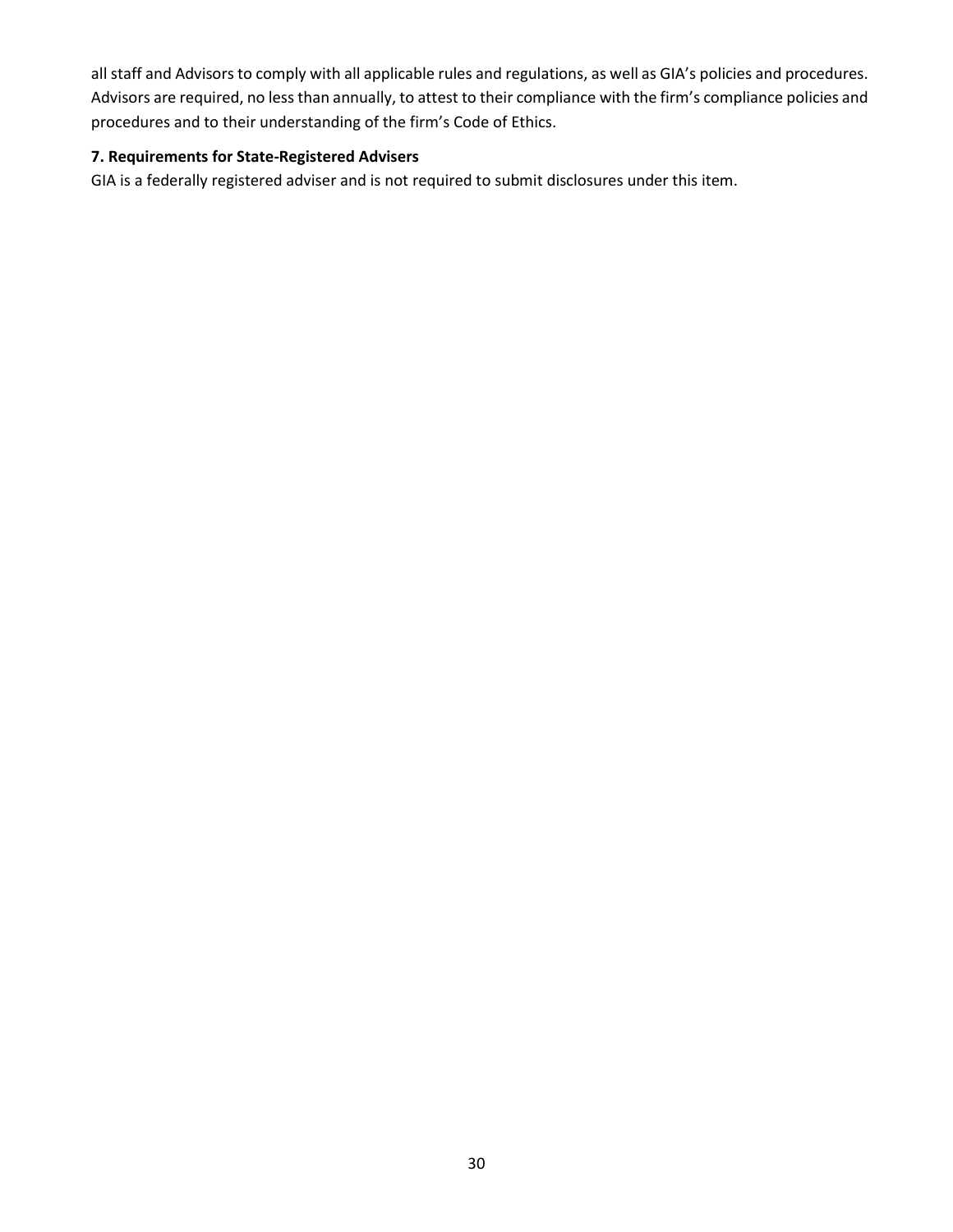all staff and Advisors to comply with all applicable rules and regulations, as well as GIA's policies and procedures. Advisors are required, no less than annually, to attest to their compliance with the firm's compliance policies and procedures and to their understanding of the firm's Code of Ethics.

### 7. Requirements for State-Registered Advisers

GIA is a federally registered adviser and is not required to submit disclosures under this item.